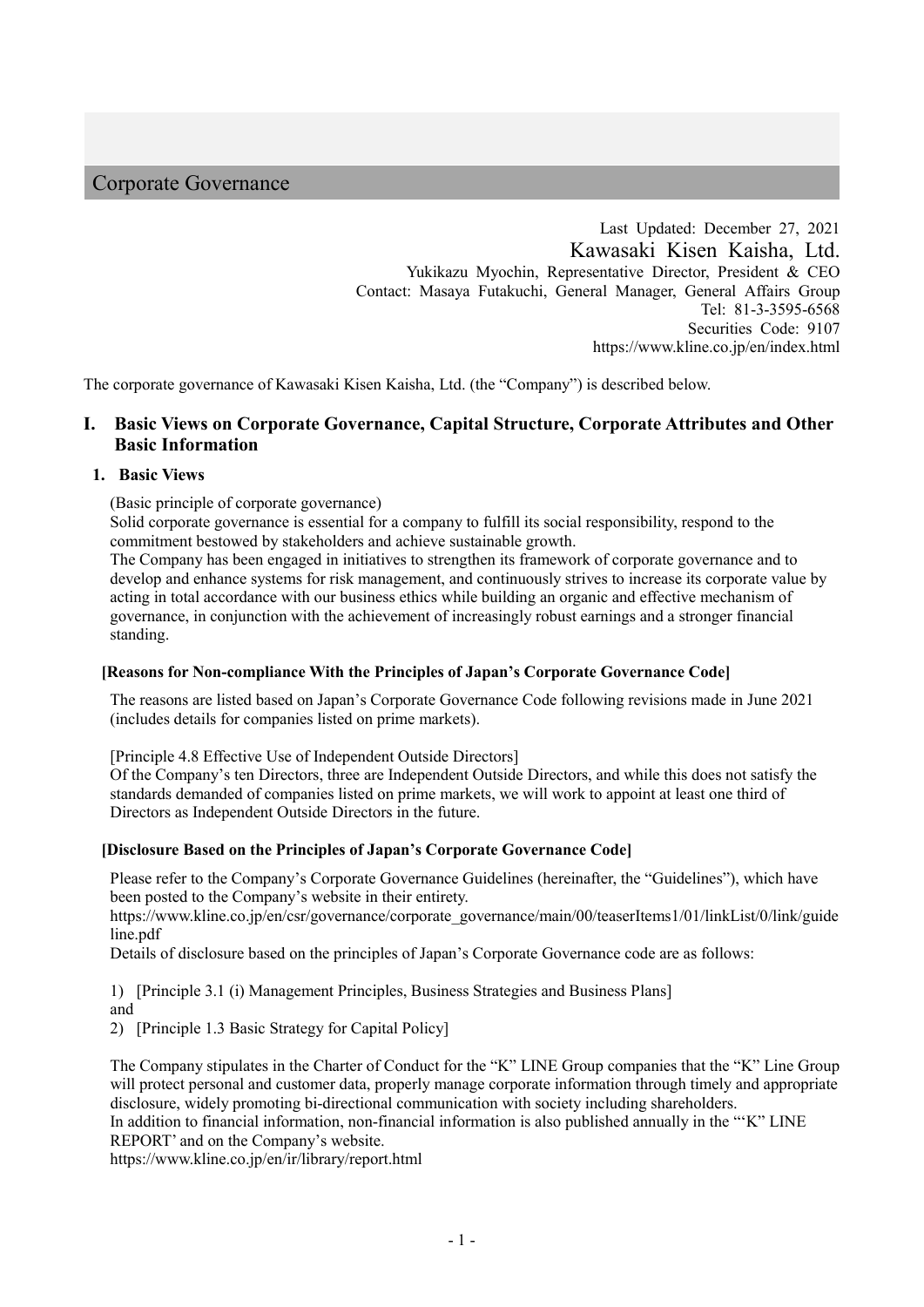# Corporate Governance

Last Updated: December 27, 2021
Kawasaki Kisen Kaisha, Ltd.
Yukikazu Myochin, Representative Director, President & CEO
Contact: Masaya Futakuchi, General Manager, General Affairs Group
Tel: 81-3-3595-6568
Securities Code: 9107
https://www.kline.co.jp/en/index.html

The corporate governance of Kawasaki Kisen Kaisha, Ltd. (the "Company") is described below.

## I. Basic Views on Corporate Governance, Capital Structure, Corporate Attributes and Other Basic Information

### 1. Basic Views

(Basic principle of corporate governance)

Solid corporate governance is essential for a company to fulfill its social responsibility, respond to the commitment bestowed by stakeholders and achieve sustainable growth.

The Company has been engaged in initiatives to strengthen its framework of corporate governance and to develop and enhance systems for risk management, and continuously strives to increase its corporate value by acting in total accordance with our business ethics while building an organic and effective mechanism of governance, in conjunction with the achievement of increasingly robust earnings and a stronger financial standing.

#### [Reasons for Non-compliance With the Principles of Japan's Corporate Governance Code]

The reasons are listed based on Japan's Corporate Governance Code following revisions made in June 2021 (includes details for companies listed on prime markets).

[Principle 4.8 Effective Use of Independent Outside Directors]

Of the Company's ten Directors, three are Independent Outside Directors, and while this does not satisfy the standards demanded of companies listed on prime markets, we will work to appoint at least one third of Directors as Independent Outside Directors in the future.

#### [Disclosure Based on the Principles of Japan's Corporate Governance Code]

Please refer to the Company's Corporate Governance Guidelines (hereinafter, the "Guidelines"), which have been posted to the Company's website in their entirety.

https://www.kline.co.jp/en/csr/governance/corporate_governance/main/00/teaserItems1/01/linkList/0/link/guideline.pdf

Details of disclosure based on the principles of Japan's Corporate Governance code are as follows:

1) [Principle 3.1 (i) Management Principles, Business Strategies and Business Plans]
and
2) [Principle 1.3 Basic Strategy for Capital Policy]

The Company stipulates in the Charter of Conduct for the "K" LINE Group companies that the "K" Line Group will protect personal and customer data, properly manage corporate information through timely and appropriate disclosure, widely promoting bi-directional communication with society including shareholders.

In addition to financial information, non-financial information is also published annually in the "'K" LINE REPORT' and on the Company's website.

https://www.kline.co.jp/en/ir/library/report.html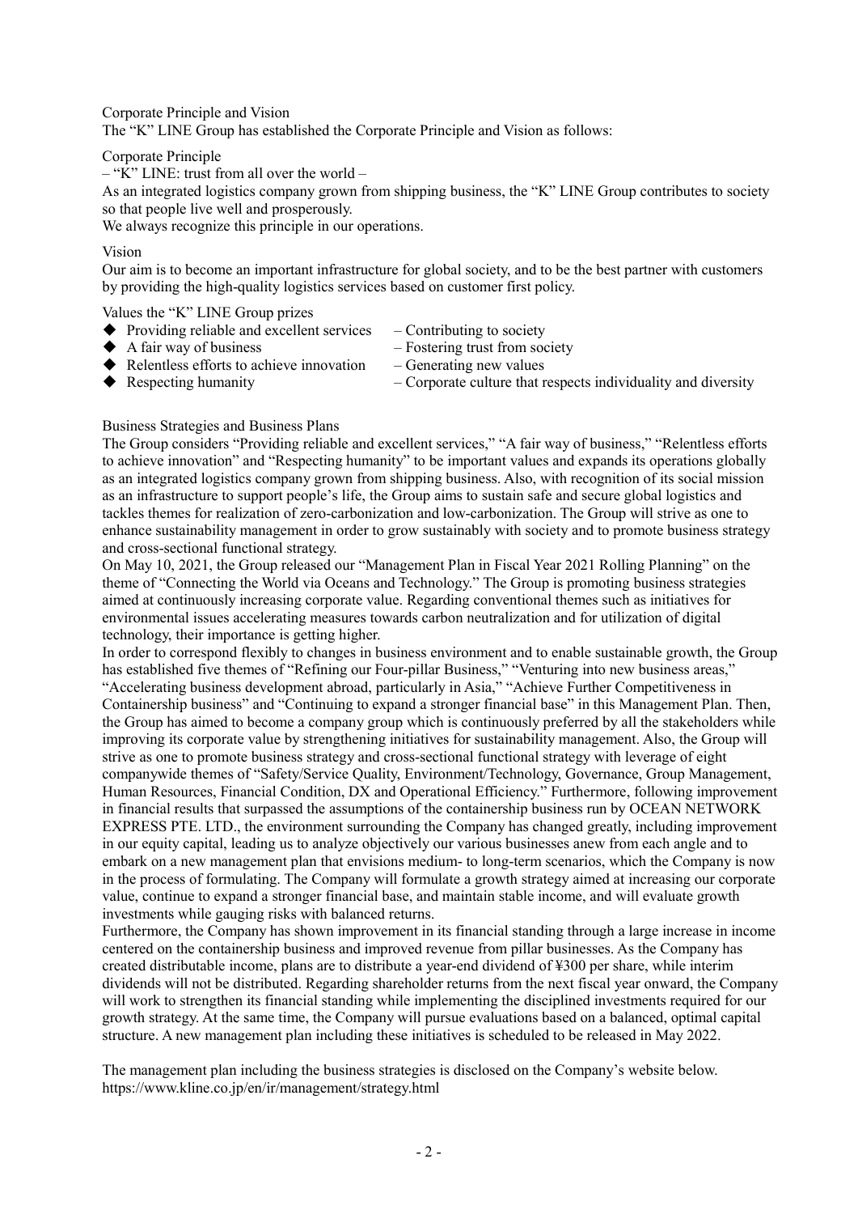## Corporate Principle and Vision

The "K" LINE Group has established the Corporate Principle and Vision as follows:

### Corporate Principle

– "K" LINE: trust from all over the world –

As an integrated logistics company grown from shipping business, the "K" LINE Group contributes to society so that people live well and prosperously.

We always recognize this principle in our operations.

### Vision

Our aim is to become an important infrastructure for global society, and to be the best partner with customers by providing the high-quality logistics services based on customer first policy.

### Values the "K" LINE Group prizes

- ◆ Providing reliable and excellent services – Contributing to society
- ◆ A fair way of business – Fostering trust from society
- ◆ Relentless efforts to achieve innovation – Generating new values
- ◆ Respecting humanity – Corporate culture that respects individuality and diversity

## Business Strategies and Business Plans

The Group considers "Providing reliable and excellent services," "A fair way of business," "Relentless efforts to achieve innovation" and "Respecting humanity" to be important values and expands its operations globally as an integrated logistics company grown from shipping business. Also, with recognition of its social mission as an infrastructure to support people's life, the Group aims to sustain safe and secure global logistics and tackles themes for realization of zero-carbonization and low-carbonization. The Group will strive as one to enhance sustainability management in order to grow sustainably with society and to promote business strategy and cross-sectional functional strategy.

On May 10, 2021, the Group released our "Management Plan in Fiscal Year 2021 Rolling Planning" on the theme of "Connecting the World via Oceans and Technology." The Group is promoting business strategies aimed at continuously increasing corporate value. Regarding conventional themes such as initiatives for environmental issues accelerating measures towards carbon neutralization and for utilization of digital technology, their importance is getting higher.

In order to correspond flexibly to changes in business environment and to enable sustainable growth, the Group has established five themes of "Refining our Four-pillar Business," "Venturing into new business areas," "Accelerating business development abroad, particularly in Asia," "Achieve Further Competitiveness in Containership business" and "Continuing to expand a stronger financial base" in this Management Plan. Then, the Group has aimed to become a company group which is continuously preferred by all the stakeholders while improving its corporate value by strengthening initiatives for sustainability management. Also, the Group will strive as one to promote business strategy and cross-sectional functional strategy with leverage of eight companywide themes of "Safety/Service Quality, Environment/Technology, Governance, Group Management, Human Resources, Financial Condition, DX and Operational Efficiency." Furthermore, following improvement in financial results that surpassed the assumptions of the containership business run by OCEAN NETWORK EXPRESS PTE. LTD., the environment surrounding the Company has changed greatly, including improvement in our equity capital, leading us to analyze objectively our various businesses anew from each angle and to embark on a new management plan that envisions medium- to long-term scenarios, which the Company is now in the process of formulating. The Company will formulate a growth strategy aimed at increasing our corporate value, continue to expand a stronger financial base, and maintain stable income, and will evaluate growth investments while gauging risks with balanced returns.

Furthermore, the Company has shown improvement in its financial standing through a large increase in income centered on the containership business and improved revenue from pillar businesses. As the Company has created distributable income, plans are to distribute a year-end dividend of ¥300 per share, while interim dividends will not be distributed. Regarding shareholder returns from the next fiscal year onward, the Company will work to strengthen its financial standing while implementing the disciplined investments required for our growth strategy. At the same time, the Company will pursue evaluations based on a balanced, optimal capital structure. A new management plan including these initiatives is scheduled to be released in May 2022.

The management plan including the business strategies is disclosed on the Company's website below.
https://www.kline.co.jp/en/ir/management/strategy.html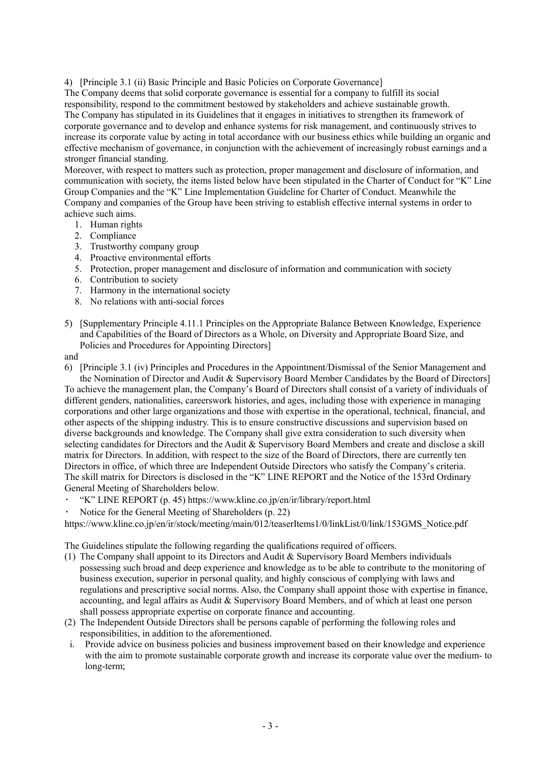4) [Principle 3.1 (ii) Basic Principle and Basic Policies on Corporate Governance]

The Company deems that solid corporate governance is essential for a company to fulfill its social responsibility, respond to the commitment bestowed by stakeholders and achieve sustainable growth.

The Company has stipulated in its Guidelines that it engages in initiatives to strengthen its framework of corporate governance and to develop and enhance systems for risk management, and continuously strives to increase its corporate value by acting in total accordance with our business ethics while building an organic and effective mechanism of governance, in conjunction with the achievement of increasingly robust earnings and a stronger financial standing.

Moreover, with respect to matters such as protection, proper management and disclosure of information, and communication with society, the items listed below have been stipulated in the Charter of Conduct for "K" Line Group Companies and the "K" Line Implementation Guideline for Charter of Conduct. Meanwhile the Company and companies of the Group have been striving to establish effective internal systems in order to achieve such aims.

1. Human rights
2. Compliance
3. Trustworthy company group
4. Proactive environmental efforts
5. Protection, proper management and disclosure of information and communication with society
6. Contribution to society
7. Harmony in the international society
8. No relations with anti-social forces

5) [Supplementary Principle 4.11.1 Principles on the Appropriate Balance Between Knowledge, Experience and Capabilities of the Board of Directors as a Whole, on Diversity and Appropriate Board Size, and Policies and Procedures for Appointing Directors]

and

6) [Principle 3.1 (iv) Principles and Procedures in the Appointment/Dismissal of the Senior Management and the Nomination of Director and Audit & Supervisory Board Member Candidates by the Board of Directors]

To achieve the management plan, the Company's Board of Directors shall consist of a variety of individuals of different genders, nationalities, careerswork histories, and ages, including those with experience in managing corporations and other large organizations and those with expertise in the operational, technical, financial, and other aspects of the shipping industry. This is to ensure constructive discussions and supervision based on diverse backgrounds and knowledge. The Company shall give extra consideration to such diversity when selecting candidates for Directors and the Audit & Supervisory Board Members and create and disclose a skill matrix for Directors. In addition, with respect to the size of the Board of Directors, there are currently ten Directors in office, of which three are Independent Outside Directors who satisfy the Company's criteria. The skill matrix for Directors is disclosed in the "K" LINE REPORT and the Notice of the 153rd Ordinary General Meeting of Shareholders below.

- "K" LINE REPORT (p. 45) https://www.kline.co.jp/en/ir/library/report.html
- Notice for the General Meeting of Shareholders (p. 22)

https://www.kline.co.jp/en/ir/stock/meeting/main/012/teaserItems1/0/linkList/0/link/153GMS_Notice.pdf

The Guidelines stipulate the following regarding the qualifications required of officers.

(1) The Company shall appoint to its Directors and Audit & Supervisory Board Members individuals possessing such broad and deep experience and knowledge as to be able to contribute to the monitoring of business execution, superior in personal quality, and highly conscious of complying with laws and regulations and prescriptive social norms. Also, the Company shall appoint those with expertise in finance, accounting, and legal affairs as Audit & Supervisory Board Members, and of which at least one person shall possess appropriate expertise on corporate finance and accounting.

(2) The Independent Outside Directors shall be persons capable of performing the following roles and responsibilities, in addition to the aforementioned.

i. Provide advice on business policies and business improvement based on their knowledge and experience with the aim to promote sustainable corporate growth and increase its corporate value over the medium- to long-term;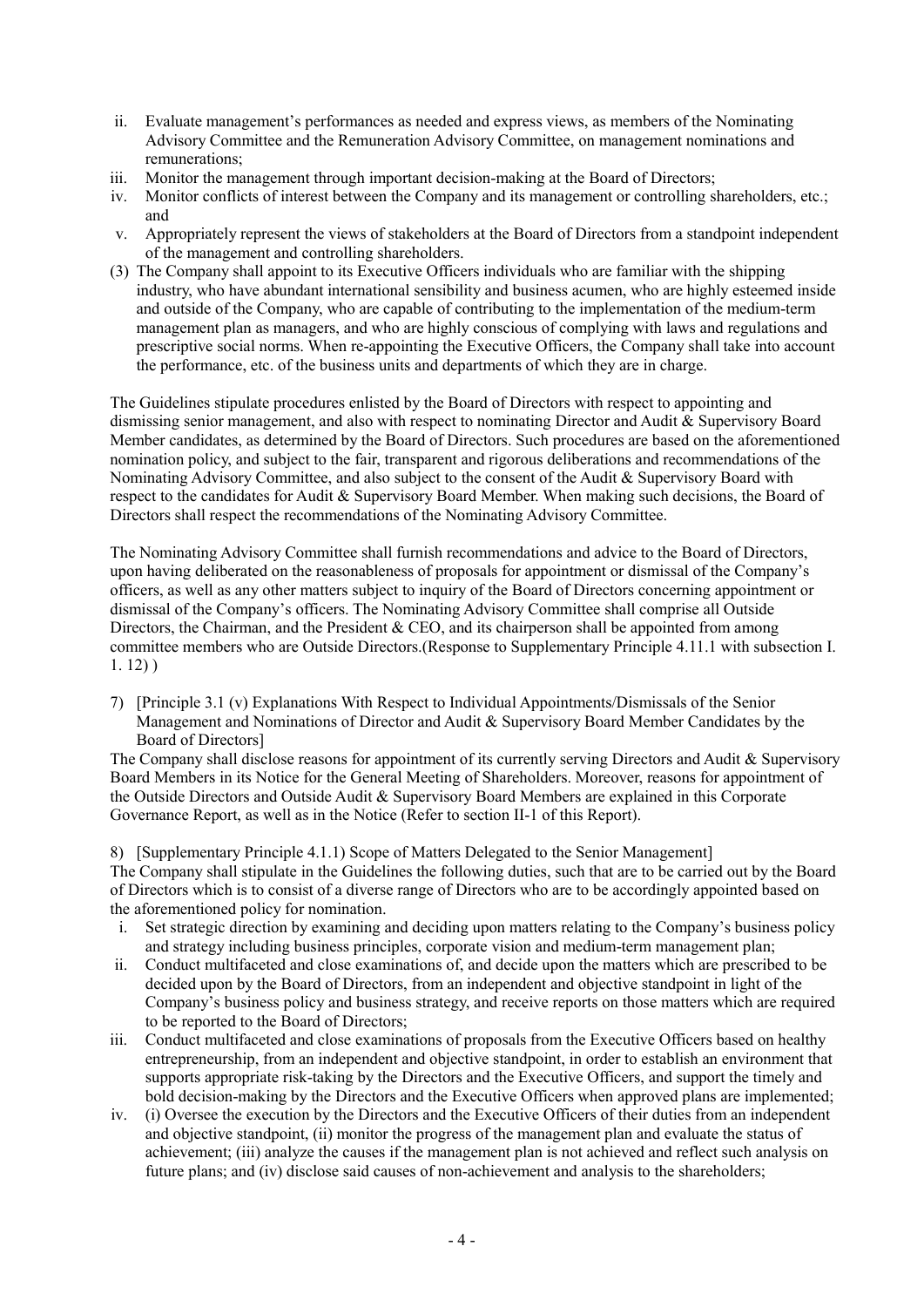ii. Evaluate management's performances as needed and express views, as members of the Nominating Advisory Committee and the Remuneration Advisory Committee, on management nominations and remunerations;
iii. Monitor the management through important decision-making at the Board of Directors;
iv. Monitor conflicts of interest between the Company and its management or controlling shareholders, etc.; and
v. Appropriately represent the views of stakeholders at the Board of Directors from a standpoint independent of the management and controlling shareholders.

(3) The Company shall appoint to its Executive Officers individuals who are familiar with the shipping industry, who have abundant international sensibility and business acumen, who are highly esteemed inside and outside of the Company, who are capable of contributing to the implementation of the medium-term management plan as managers, and who are highly conscious of complying with laws and regulations and prescriptive social norms. When re-appointing the Executive Officers, the Company shall take into account the performance, etc. of the business units and departments of which they are in charge.

The Guidelines stipulate procedures enlisted by the Board of Directors with respect to appointing and dismissing senior management, and also with respect to nominating Director and Audit & Supervisory Board Member candidates, as determined by the Board of Directors. Such procedures are based on the aforementioned nomination policy, and subject to the fair, transparent and rigorous deliberations and recommendations of the Nominating Advisory Committee, and also subject to the consent of the Audit & Supervisory Board with respect to the candidates for Audit & Supervisory Board Member. When making such decisions, the Board of Directors shall respect the recommendations of the Nominating Advisory Committee.

The Nominating Advisory Committee shall furnish recommendations and advice to the Board of Directors, upon having deliberated on the reasonableness of proposals for appointment or dismissal of the Company's officers, as well as any other matters subject to inquiry of the Board of Directors concerning appointment or dismissal of the Company's officers. The Nominating Advisory Committee shall comprise all Outside Directors, the Chairman, and the President & CEO, and its chairperson shall be appointed from among committee members who are Outside Directors.(Response to Supplementary Principle 4.11.1 with subsection I. 1. 12) )

7) [Principle 3.1 (v) Explanations With Respect to Individual Appointments/Dismissals of the Senior Management and Nominations of Director and Audit & Supervisory Board Member Candidates by the Board of Directors]

The Company shall disclose reasons for appointment of its currently serving Directors and Audit & Supervisory Board Members in its Notice for the General Meeting of Shareholders. Moreover, reasons for appointment of the Outside Directors and Outside Audit & Supervisory Board Members are explained in this Corporate Governance Report, as well as in the Notice (Refer to section II-1 of this Report).

8) [Supplementary Principle 4.1.1) Scope of Matters Delegated to the Senior Management]

The Company shall stipulate in the Guidelines the following duties, such that are to be carried out by the Board of Directors which is to consist of a diverse range of Directors who are to be accordingly appointed based on the aforementioned policy for nomination.

i. Set strategic direction by examining and deciding upon matters relating to the Company's business policy and strategy including business principles, corporate vision and medium-term management plan;
ii. Conduct multifaceted and close examinations of, and decide upon the matters which are prescribed to be decided upon by the Board of Directors, from an independent and objective standpoint in light of the Company's business policy and business strategy, and receive reports on those matters which are required to be reported to the Board of Directors;
iii. Conduct multifaceted and close examinations of proposals from the Executive Officers based on healthy entrepreneurship, from an independent and objective standpoint, in order to establish an environment that supports appropriate risk-taking by the Directors and the Executive Officers, and support the timely and bold decision-making by the Directors and the Executive Officers when approved plans are implemented;
iv. (i) Oversee the execution by the Directors and the Executive Officers of their duties from an independent and objective standpoint, (ii) monitor the progress of the management plan and evaluate the status of achievement; (iii) analyze the causes if the management plan is not achieved and reflect such analysis on future plans; and (iv) disclose said causes of non-achievement and analysis to the shareholders;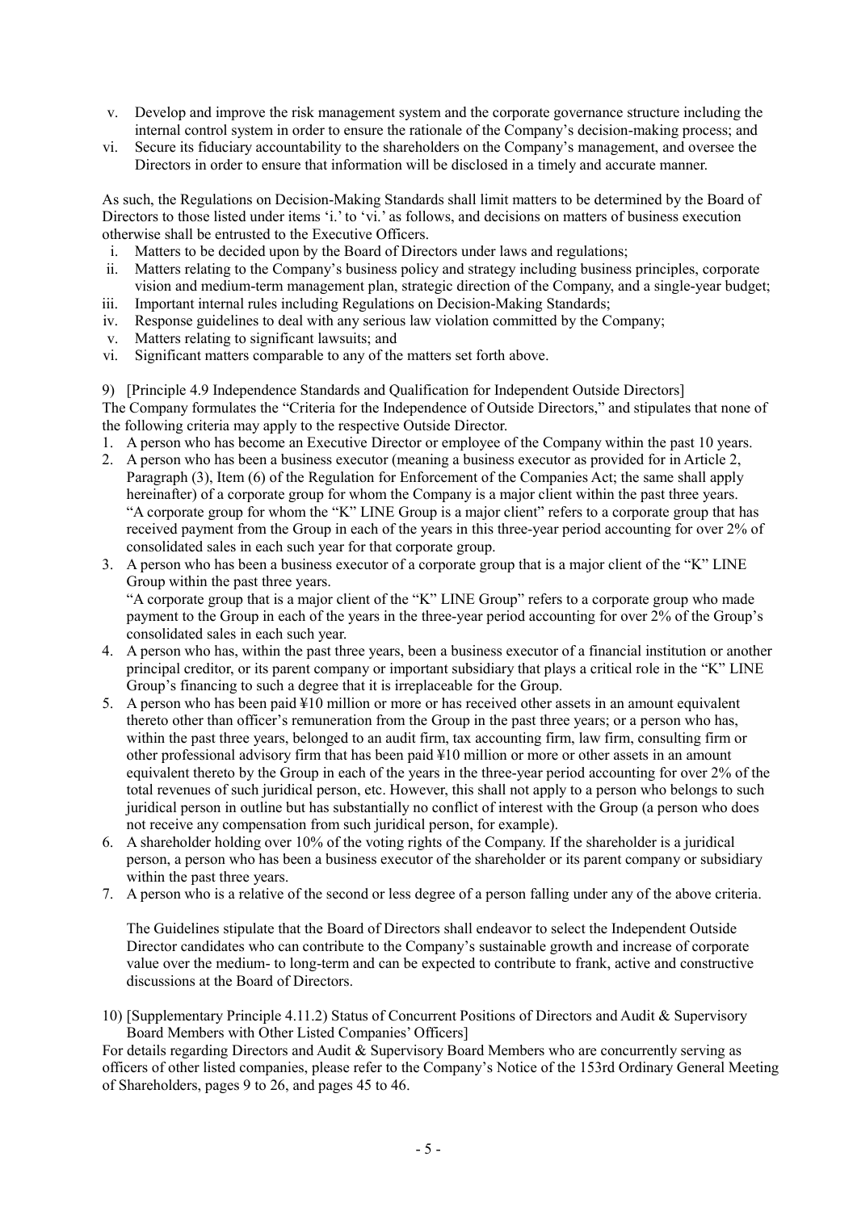v. Develop and improve the risk management system and the corporate governance structure including the internal control system in order to ensure the rationale of the Company's decision-making process; and
vi. Secure its fiduciary accountability to the shareholders on the Company's management, and oversee the Directors in order to ensure that information will be disclosed in a timely and accurate manner.

As such, the Regulations on Decision-Making Standards shall limit matters to be determined by the Board of Directors to those listed under items 'i.' to 'vi.' as follows, and decisions on matters of business execution otherwise shall be entrusted to the Executive Officers.

i. Matters to be decided upon by the Board of Directors under laws and regulations;
ii. Matters relating to the Company's business policy and strategy including business principles, corporate vision and medium-term management plan, strategic direction of the Company, and a single-year budget;
iii. Important internal rules including Regulations on Decision-Making Standards;
iv. Response guidelines to deal with any serious law violation committed by the Company;
v. Matters relating to significant lawsuits; and
vi. Significant matters comparable to any of the matters set forth above.

9) [Principle 4.9 Independence Standards and Qualification for Independent Outside Directors]
The Company formulates the "Criteria for the Independence of Outside Directors," and stipulates that none of the following criteria may apply to the respective Outside Director.

1. A person who has become an Executive Director or employee of the Company within the past 10 years.
2. A person who has been a business executor (meaning a business executor as provided for in Article 2, Paragraph (3), Item (6) of the Regulation for Enforcement of the Companies Act; the same shall apply hereinafter) of a corporate group for whom the Company is a major client within the past three years. "A corporate group for whom the "K" LINE Group is a major client" refers to a corporate group that has received payment from the Group in each of the years in this three-year period accounting for over 2% of consolidated sales in each such year for that corporate group.
3. A person who has been a business executor of a corporate group that is a major client of the "K" LINE Group within the past three years.
   "A corporate group that is a major client of the "K" LINE Group" refers to a corporate group who made payment to the Group in each of the years in the three-year period accounting for over 2% of the Group's consolidated sales in each such year.
4. A person who has, within the past three years, been a business executor of a financial institution or another principal creditor, or its parent company or important subsidiary that plays a critical role in the "K" LINE Group's financing to such a degree that it is irreplaceable for the Group.
5. A person who has been paid ¥10 million or more or has received other assets in an amount equivalent thereto other than officer's remuneration from the Group in the past three years; or a person who has, within the past three years, belonged to an audit firm, tax accounting firm, law firm, consulting firm or other professional advisory firm that has been paid ¥10 million or more or other assets in an amount equivalent thereto by the Group in each of the years in the three-year period accounting for over 2% of the total revenues of such juridical person, etc. However, this shall not apply to a person who belongs to such juridical person in outline but has substantially no conflict of interest with the Group (a person who does not receive any compensation from such juridical person, for example).
6. A shareholder holding over 10% of the voting rights of the Company. If the shareholder is a juridical person, a person who has been a business executor of the shareholder or its parent company or subsidiary within the past three years.
7. A person who is a relative of the second or less degree of a person falling under any of the above criteria.

   The Guidelines stipulate that the Board of Directors shall endeavor to select the Independent Outside Director candidates who can contribute to the Company's sustainable growth and increase of corporate value over the medium- to long-term and can be expected to contribute to frank, active and constructive discussions at the Board of Directors.

10) [Supplementary Principle 4.11.2) Status of Concurrent Positions of Directors and Audit & Supervisory Board Members with Other Listed Companies' Officers]
For details regarding Directors and Audit & Supervisory Board Members who are concurrently serving as officers of other listed companies, please refer to the Company's Notice of the 153rd Ordinary General Meeting of Shareholders, pages 9 to 26, and pages 45 to 46.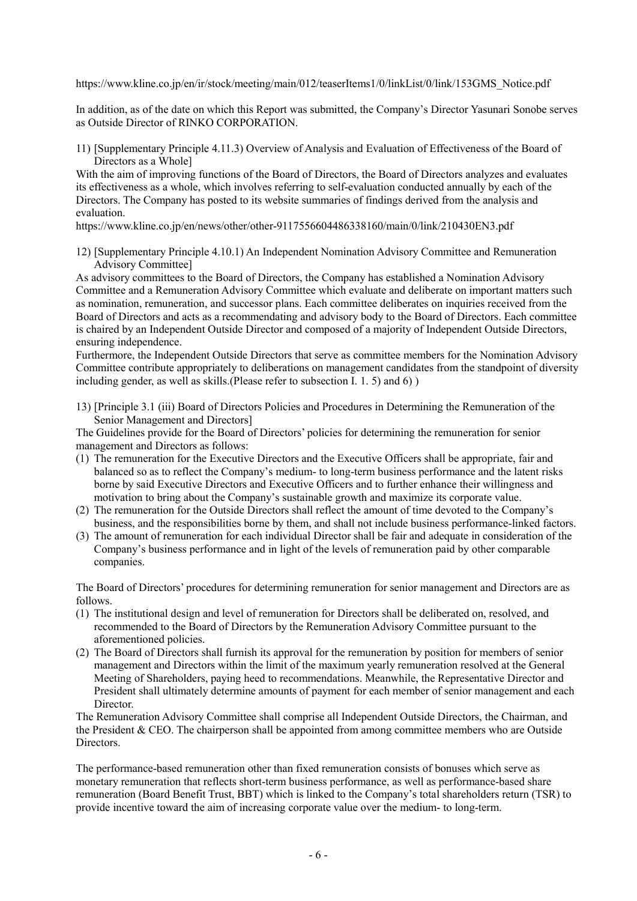https://www.kline.co.jp/en/ir/stock/meeting/main/012/teaserItems1/0/linkList/0/link/153GMS_Notice.pdf

In addition, as of the date on which this Report was submitted, the Company's Director Yasunari Sonobe serves as Outside Director of RINKO CORPORATION.

11) [Supplementary Principle 4.11.3) Overview of Analysis and Evaluation of Effectiveness of the Board of Directors as a Whole]

With the aim of improving functions of the Board of Directors, the Board of Directors analyzes and evaluates its effectiveness as a whole, which involves referring to self-evaluation conducted annually by each of the Directors. The Company has posted to its website summaries of findings derived from the analysis and evaluation.

https://www.kline.co.jp/en/news/other/other-9117556604486338160/main/0/link/210430EN3.pdf

12) [Supplementary Principle 4.10.1) An Independent Nomination Advisory Committee and Remuneration Advisory Committee]

As advisory committees to the Board of Directors, the Company has established a Nomination Advisory Committee and a Remuneration Advisory Committee which evaluate and deliberate on important matters such as nomination, remuneration, and successor plans. Each committee deliberates on inquiries received from the Board of Directors and acts as a recommendating and advisory body to the Board of Directors. Each committee is chaired by an Independent Outside Director and composed of a majority of Independent Outside Directors, ensuring independence.

Furthermore, the Independent Outside Directors that serve as committee members for the Nomination Advisory Committee contribute appropriately to deliberations on management candidates from the standpoint of diversity including gender, as well as skills.(Please refer to subsection I. 1. 5) and 6) )

13) [Principle 3.1 (iii) Board of Directors Policies and Procedures in Determining the Remuneration of the Senior Management and Directors]

The Guidelines provide for the Board of Directors' policies for determining the remuneration for senior management and Directors as follows:

(1) The remuneration for the Executive Directors and the Executive Officers shall be appropriate, fair and balanced so as to reflect the Company's medium- to long-term business performance and the latent risks borne by said Executive Directors and Executive Officers and to further enhance their willingness and motivation to bring about the Company's sustainable growth and maximize its corporate value.
(2) The remuneration for the Outside Directors shall reflect the amount of time devoted to the Company's business, and the responsibilities borne by them, and shall not include business performance-linked factors.
(3) The amount of remuneration for each individual Director shall be fair and adequate in consideration of the Company's business performance and in light of the levels of remuneration paid by other comparable companies.

The Board of Directors' procedures for determining remuneration for senior management and Directors are as follows.

(1) The institutional design and level of remuneration for Directors shall be deliberated on, resolved, and recommended to the Board of Directors by the Remuneration Advisory Committee pursuant to the aforementioned policies.
(2) The Board of Directors shall furnish its approval for the remuneration by position for members of senior management and Directors within the limit of the maximum yearly remuneration resolved at the General Meeting of Shareholders, paying heed to recommendations. Meanwhile, the Representative Director and President shall ultimately determine amounts of payment for each member of senior management and each Director.

The Remuneration Advisory Committee shall comprise all Independent Outside Directors, the Chairman, and the President & CEO. The chairperson shall be appointed from among committee members who are Outside Directors.

The performance-based remuneration other than fixed remuneration consists of bonuses which serve as monetary remuneration that reflects short-term business performance, as well as performance-based share remuneration (Board Benefit Trust, BBT) which is linked to the Company's total shareholders return (TSR) to provide incentive toward the aim of increasing corporate value over the medium- to long-term.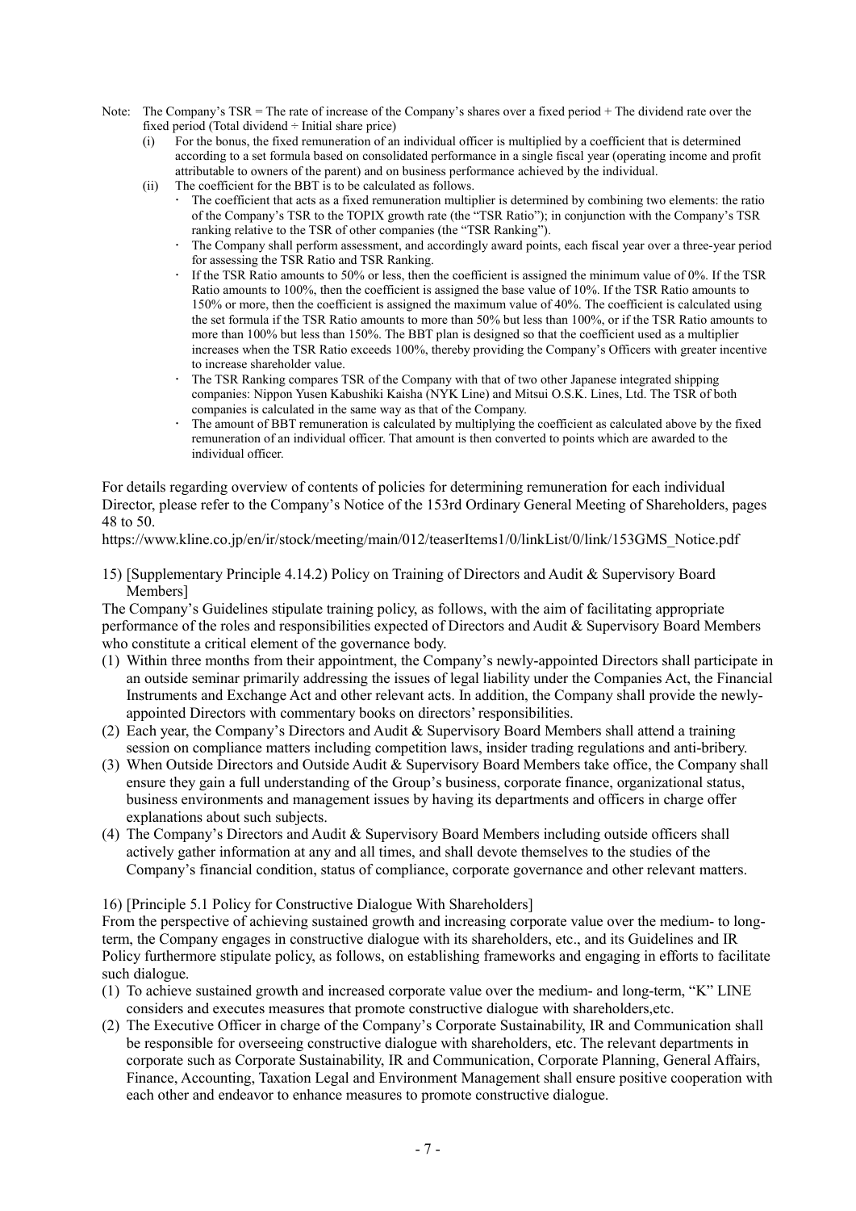Note: The Company's TSR = The rate of increase of the Company's shares over a fixed period + The dividend rate over the fixed period (Total dividend ÷ Initial share price)

(i) For the bonus, the fixed remuneration of an individual officer is multiplied by a coefficient that is determined according to a set formula based on consolidated performance in a single fiscal year (operating income and profit attributable to owners of the parent) and on business performance achieved by the individual.

(ii) The coefficient for the BBT is to be calculated as follows.

- The coefficient that acts as a fixed remuneration multiplier is determined by combining two elements: the ratio of the Company's TSR to the TOPIX growth rate (the "TSR Ratio"); in conjunction with the Company's TSR ranking relative to the TSR of other companies (the "TSR Ranking").
- The Company shall perform assessment, and accordingly award points, each fiscal year over a three-year period for assessing the TSR Ratio and TSR Ranking.
- If the TSR Ratio amounts to 50% or less, then the coefficient is assigned the minimum value of 0%. If the TSR Ratio amounts to 100%, then the coefficient is assigned the base value of 10%. If the TSR Ratio amounts to 150% or more, then the coefficient is assigned the maximum value of 40%. The coefficient is calculated using the set formula if the TSR Ratio amounts to more than 50% but less than 100%, or if the TSR Ratio amounts to more than 100% but less than 150%. The BBT plan is designed so that the coefficient used as a multiplier increases when the TSR Ratio exceeds 100%, thereby providing the Company's Officers with greater incentive to increase shareholder value.
- The TSR Ranking compares TSR of the Company with that of two other Japanese integrated shipping companies: Nippon Yusen Kabushiki Kaisha (NYK Line) and Mitsui O.S.K. Lines, Ltd. The TSR of both companies is calculated in the same way as that of the Company.
- The amount of BBT remuneration is calculated by multiplying the coefficient as calculated above by the fixed remuneration of an individual officer. That amount is then converted to points which are awarded to the individual officer.

For details regarding overview of contents of policies for determining remuneration for each individual Director, please refer to the Company's Notice of the 153rd Ordinary General Meeting of Shareholders, pages 48 to 50.

https://www.kline.co.jp/en/ir/stock/meeting/main/012/teaserItems1/0/linkList/0/link/153GMS_Notice.pdf

15) [Supplementary Principle 4.14.2) Policy on Training of Directors and Audit & Supervisory Board Members]

The Company's Guidelines stipulate training policy, as follows, with the aim of facilitating appropriate performance of the roles and responsibilities expected of Directors and Audit & Supervisory Board Members who constitute a critical element of the governance body.

(1) Within three months from their appointment, the Company's newly-appointed Directors shall participate in an outside seminar primarily addressing the issues of legal liability under the Companies Act, the Financial Instruments and Exchange Act and other relevant acts. In addition, the Company shall provide the newly-appointed Directors with commentary books on directors' responsibilities.

(2) Each year, the Company's Directors and Audit & Supervisory Board Members shall attend a training session on compliance matters including competition laws, insider trading regulations and anti-bribery.

(3) When Outside Directors and Outside Audit & Supervisory Board Members take office, the Company shall ensure they gain a full understanding of the Group's business, corporate finance, organizational status, business environments and management issues by having its departments and officers in charge offer explanations about such subjects.

(4) The Company's Directors and Audit & Supervisory Board Members including outside officers shall actively gather information at any and all times, and shall devote themselves to the studies of the Company's financial condition, status of compliance, corporate governance and other relevant matters.

16) [Principle 5.1 Policy for Constructive Dialogue With Shareholders]

From the perspective of achieving sustained growth and increasing corporate value over the medium- to long-term, the Company engages in constructive dialogue with its shareholders, etc., and its Guidelines and IR Policy furthermore stipulate policy, as follows, on establishing frameworks and engaging in efforts to facilitate such dialogue.

(1) To achieve sustained growth and increased corporate value over the medium- and long-term, "K" LINE considers and executes measures that promote constructive dialogue with shareholders,etc.

(2) The Executive Officer in charge of the Company's Corporate Sustainability, IR and Communication shall be responsible for overseeing constructive dialogue with shareholders, etc. The relevant departments in corporate such as Corporate Sustainability, IR and Communication, Corporate Planning, General Affairs, Finance, Accounting, Taxation Legal and Environment Management shall ensure positive cooperation with each other and endeavor to enhance measures to promote constructive dialogue.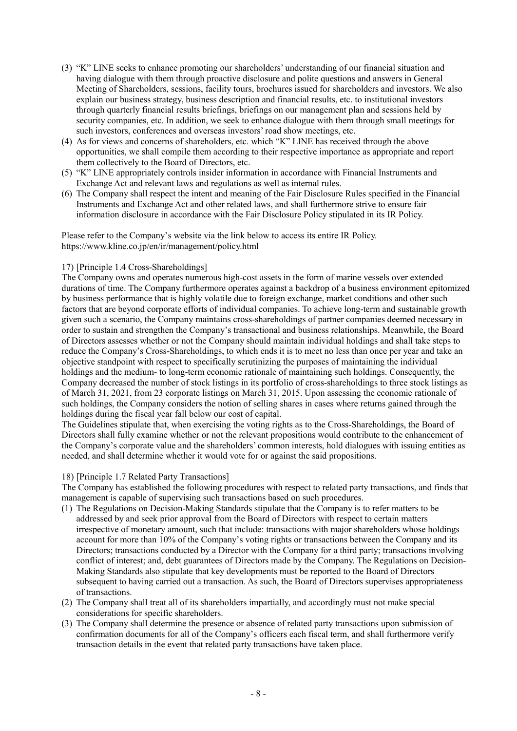(3) "K" LINE seeks to enhance promoting our shareholders' understanding of our financial situation and having dialogue with them through proactive disclosure and polite questions and answers in General Meeting of Shareholders, sessions, facility tours, brochures issued for shareholders and investors. We also explain our business strategy, business description and financial results, etc. to institutional investors through quarterly financial results briefings, briefings on our management plan and sessions held by security companies, etc. In addition, we seek to enhance dialogue with them through small meetings for such investors, conferences and overseas investors' road show meetings, etc.

(4) As for views and concerns of shareholders, etc. which "K" LINE has received through the above opportunities, we shall compile them according to their respective importance as appropriate and report them collectively to the Board of Directors, etc.

(5) "K" LINE appropriately controls insider information in accordance with Financial Instruments and Exchange Act and relevant laws and regulations as well as internal rules.

(6) The Company shall respect the intent and meaning of the Fair Disclosure Rules specified in the Financial Instruments and Exchange Act and other related laws, and shall furthermore strive to ensure fair information disclosure in accordance with the Fair Disclosure Policy stipulated in its IR Policy.

Please refer to the Company's website via the link below to access its entire IR Policy.
https://www.kline.co.jp/en/ir/management/policy.html

17) [Principle 1.4 Cross-Shareholdings]

The Company owns and operates numerous high-cost assets in the form of marine vessels over extended durations of time. The Company furthermore operates against a backdrop of a business environment epitomized by business performance that is highly volatile due to foreign exchange, market conditions and other such factors that are beyond corporate efforts of individual companies. To achieve long-term and sustainable growth given such a scenario, the Company maintains cross-shareholdings of partner companies deemed necessary in order to sustain and strengthen the Company's transactional and business relationships. Meanwhile, the Board of Directors assesses whether or not the Company should maintain individual holdings and shall take steps to reduce the Company's Cross-Shareholdings, to which ends it is to meet no less than once per year and take an objective standpoint with respect to specifically scrutinizing the purposes of maintaining the individual holdings and the medium- to long-term economic rationale of maintaining such holdings. Consequently, the Company decreased the number of stock listings in its portfolio of cross-shareholdings to three stock listings as of March 31, 2021, from 23 corporate listings on March 31, 2015. Upon assessing the economic rationale of such holdings, the Company considers the notion of selling shares in cases where returns gained through the holdings during the fiscal year fall below our cost of capital.

The Guidelines stipulate that, when exercising the voting rights as to the Cross-Shareholdings, the Board of Directors shall fully examine whether or not the relevant propositions would contribute to the enhancement of the Company's corporate value and the shareholders' common interests, hold dialogues with issuing entities as needed, and shall determine whether it would vote for or against the said propositions.

18) [Principle 1.7 Related Party Transactions]

The Company has established the following procedures with respect to related party transactions, and finds that management is capable of supervising such transactions based on such procedures.

(1) The Regulations on Decision-Making Standards stipulate that the Company is to refer matters to be addressed by and seek prior approval from the Board of Directors with respect to certain matters irrespective of monetary amount, such that include: transactions with major shareholders whose holdings account for more than 10% of the Company's voting rights or transactions between the Company and its Directors; transactions conducted by a Director with the Company for a third party; transactions involving conflict of interest; and, debt guarantees of Directors made by the Company. The Regulations on Decision-Making Standards also stipulate that key developments must be reported to the Board of Directors subsequent to having carried out a transaction. As such, the Board of Directors supervises appropriateness of transactions.

(2) The Company shall treat all of its shareholders impartially, and accordingly must not make special considerations for specific shareholders.

(3) The Company shall determine the presence or absence of related party transactions upon submission of confirmation documents for all of the Company's officers each fiscal term, and shall furthermore verify transaction details in the event that related party transactions have taken place.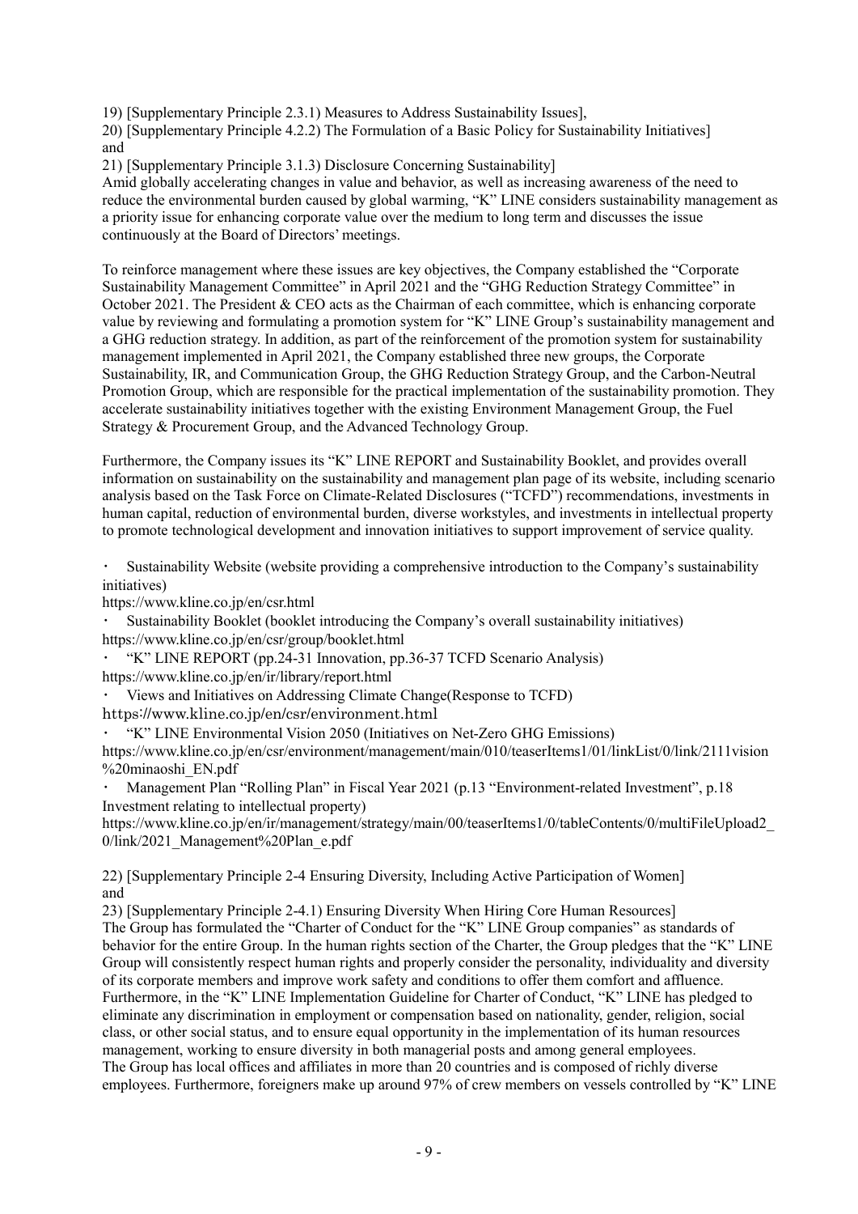19) [Supplementary Principle 2.3.1) Measures to Address Sustainability Issues],
20) [Supplementary Principle 4.2.2) The Formulation of a Basic Policy for Sustainability Initiatives]
and
21) [Supplementary Principle 3.1.3) Disclosure Concerning Sustainability]

Amid globally accelerating changes in value and behavior, as well as increasing awareness of the need to reduce the environmental burden caused by global warming, "K" LINE considers sustainability management as a priority issue for enhancing corporate value over the medium to long term and discusses the issue continuously at the Board of Directors' meetings.

To reinforce management where these issues are key objectives, the Company established the "Corporate Sustainability Management Committee" in April 2021 and the "GHG Reduction Strategy Committee" in October 2021. The President & CEO acts as the Chairman of each committee, which is enhancing corporate value by reviewing and formulating a promotion system for "K" LINE Group's sustainability management and a GHG reduction strategy. In addition, as part of the reinforcement of the promotion system for sustainability management implemented in April 2021, the Company established three new groups, the Corporate Sustainability, IR, and Communication Group, the GHG Reduction Strategy Group, and the Carbon-Neutral Promotion Group, which are responsible for the practical implementation of the sustainability promotion. They accelerate sustainability initiatives together with the existing Environment Management Group, the Fuel Strategy & Procurement Group, and the Advanced Technology Group.

Furthermore, the Company issues its "K" LINE REPORT and Sustainability Booklet, and provides overall information on sustainability on the sustainability and management plan page of its website, including scenario analysis based on the Task Force on Climate-Related Disclosures ("TCFD") recommendations, investments in human capital, reduction of environmental burden, diverse workstyles, and investments in intellectual property to promote technological development and innovation initiatives to support improvement of service quality.

・ Sustainability Website (website providing a comprehensive introduction to the Company's sustainability initiatives)
https://www.kline.co.jp/en/csr.html

・ Sustainability Booklet (booklet introducing the Company's overall sustainability initiatives)
https://www.kline.co.jp/en/csr/group/booklet.html

・ "K" LINE REPORT (pp.24-31 Innovation, pp.36-37 TCFD Scenario Analysis)
https://www.kline.co.jp/en/ir/library/report.html

・ Views and Initiatives on Addressing Climate Change(Response to TCFD)
https://www.kline.co.jp/en/csr/environment.html

・ "K" LINE Environmental Vision 2050 (Initiatives on Net-Zero GHG Emissions)
https://www.kline.co.jp/en/csr/environment/management/main/010/teaserItems1/01/linkList/0/link/2111vision%20minaoshi_EN.pdf

・ Management Plan "Rolling Plan" in Fiscal Year 2021 (p.13 "Environment-related Investment", p.18 Investment relating to intellectual property)
https://www.kline.co.jp/en/ir/management/strategy/main/00/teaserItems1/0/tableContents/0/multiFileUpload2_0/link/2021_Management%20Plan_e.pdf

22) [Supplementary Principle 2-4 Ensuring Diversity, Including Active Participation of Women]
and
23) [Supplementary Principle 2-4.1) Ensuring Diversity When Hiring Core Human Resources]

The Group has formulated the "Charter of Conduct for the "K" LINE Group companies" as standards of behavior for the entire Group. In the human rights section of the Charter, the Group pledges that the "K" LINE Group will consistently respect human rights and properly consider the personality, individuality and diversity of its corporate members and improve work safety and conditions to offer them comfort and affluence. Furthermore, in the "K" LINE Implementation Guideline for Charter of Conduct, "K" LINE has pledged to eliminate any discrimination in employment or compensation based on nationality, gender, religion, social class, or other social status, and to ensure equal opportunity in the implementation of its human resources management, working to ensure diversity in both managerial posts and among general employees.
The Group has local offices and affiliates in more than 20 countries and is composed of richly diverse employees. Furthermore, foreigners make up around 97% of crew members on vessels controlled by "K" LINE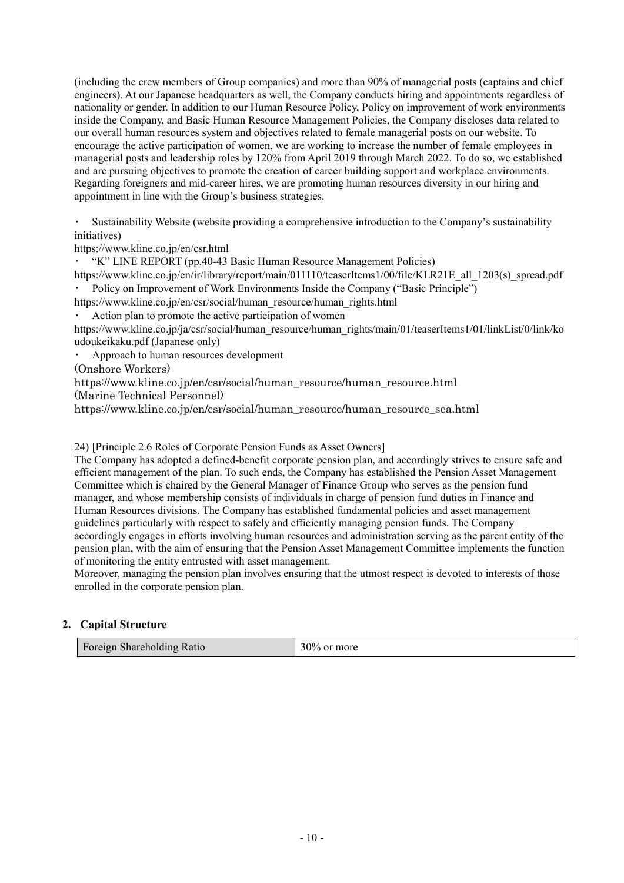(including the crew members of Group companies) and more than 90% of managerial posts (captains and chief engineers). At our Japanese headquarters as well, the Company conducts hiring and appointments regardless of nationality or gender. In addition to our Human Resource Policy, Policy on improvement of work environments inside the Company, and Basic Human Resource Management Policies, the Company discloses data related to our overall human resources system and objectives related to female managerial posts on our website. To encourage the active participation of women, we are working to increase the number of female employees in managerial posts and leadership roles by 120% from April 2019 through March 2022. To do so, we established and are pursuing objectives to promote the creation of career building support and workplace environments. Regarding foreigners and mid-career hires, we are promoting human resources diversity in our hiring and appointment in line with the Group's business strategies.

・ Sustainability Website (website providing a comprehensive introduction to the Company's sustainability initiatives)
https://www.kline.co.jp/en/csr.html
・ "K" LINE REPORT (pp.40-43 Basic Human Resource Management Policies)
https://www.kline.co.jp/en/ir/library/report/main/011110/teaserItems1/00/file/KLR21E_all_1203(s)_spread.pdf
・ Policy on Improvement of Work Environments Inside the Company ("Basic Principle")
https://www.kline.co.jp/en/csr/social/human_resource/human_rights.html
・ Action plan to promote the active participation of women
https://www.kline.co.jp/ja/csr/social/human_resource/human_rights/main/01/teaserItems1/01/linkList/0/link/koudoukeikaku.pdf (Japanese only)
・ Approach to human resources development
(Onshore Workers)
https://www.kline.co.jp/en/csr/social/human_resource/human_resource.html
(Marine Technical Personnel)
https://www.kline.co.jp/en/csr/social/human_resource/human_resource_sea.html

24) [Principle 2.6 Roles of Corporate Pension Funds as Asset Owners]
The Company has adopted a defined-benefit corporate pension plan, and accordingly strives to ensure safe and efficient management of the plan. To such ends, the Company has established the Pension Asset Management Committee which is chaired by the General Manager of Finance Group who serves as the pension fund manager, and whose membership consists of individuals in charge of pension fund duties in Finance and Human Resources divisions. The Company has established fundamental policies and asset management guidelines particularly with respect to safely and efficiently managing pension funds. The Company accordingly engages in efforts involving human resources and administration serving as the parent entity of the pension plan, with the aim of ensuring that the Pension Asset Management Committee implements the function of monitoring the entity entrusted with asset management.
Moreover, managing the pension plan involves ensuring that the utmost respect is devoted to interests of those enrolled in the corporate pension plan.

## 2. Capital Structure

| Foreign Shareholding Ratio | 30% or more |
|---|---|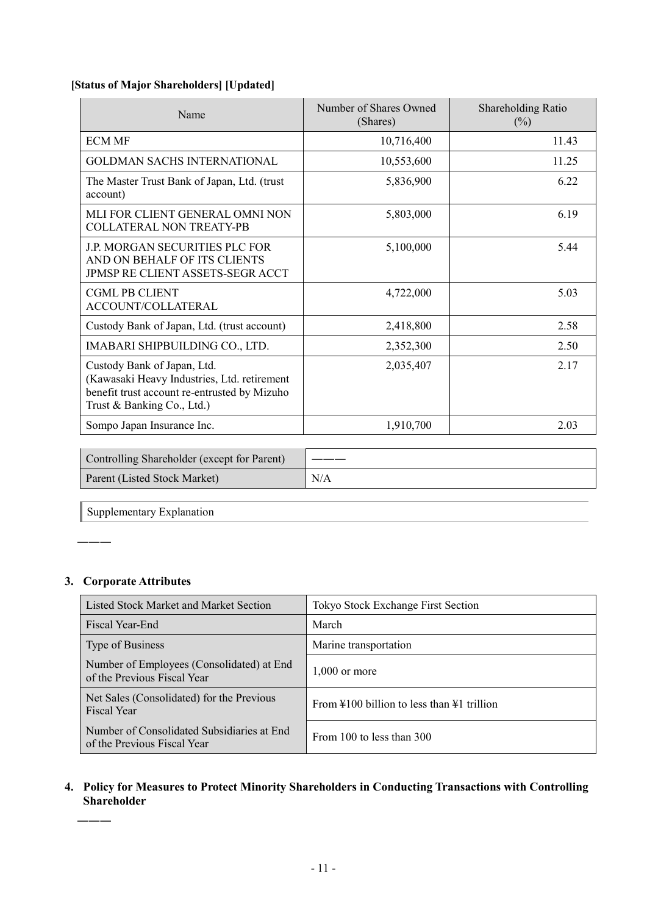**[Status of Major Shareholders] [Updated]**

| Name | Number of Shares Owned (Shares) | Shareholding Ratio (%) |
|---|---|---|
| ECM MF | 10,716,400 | 11.43 |
| GOLDMAN SACHS INTERNATIONAL | 10,553,600 | 11.25 |
| The Master Trust Bank of Japan, Ltd. (trust account) | 5,836,900 | 6.22 |
| MLI FOR CLIENT GENERAL OMNI NON COLLATERAL NON TREATY-PB | 5,803,000 | 6.19 |
| J.P. MORGAN SECURITIES PLC FOR AND ON BEHALF OF ITS CLIENTS JPMSP RE CLIENT ASSETS-SEGR ACCT | 5,100,000 | 5.44 |
| CGML PB CLIENT ACCOUNT/COLLATERAL | 4,722,000 | 5.03 |
| Custody Bank of Japan, Ltd. (trust account) | 2,418,800 | 2.58 |
| IMABARI SHIPBUILDING CO., LTD. | 2,352,300 | 2.50 |
| Custody Bank of Japan, Ltd. (Kawasaki Heavy Industries, Ltd. retirement benefit trust account re-entrusted by Mizuho Trust & Banking Co., Ltd.) | 2,035,407 | 2.17 |
| Sompo Japan Insurance Inc. | 1,910,700 | 2.03 |

| | |
|---|---|
| Controlling Shareholder (except for Parent) | ――― |
| Parent (Listed Stock Market) | N/A |

Supplementary Explanation

―――

## 3. Corporate Attributes

| | |
|---|---|
| Listed Stock Market and Market Section | Tokyo Stock Exchange First Section |
| Fiscal Year-End | March |
| Type of Business | Marine transportation |
| Number of Employees (Consolidated) at End of the Previous Fiscal Year | 1,000 or more |
| Net Sales (Consolidated) for the Previous Fiscal Year | From ¥100 billion to less than ¥1 trillion |
| Number of Consolidated Subsidiaries at End of the Previous Fiscal Year | From 100 to less than 300 |

## 4. Policy for Measures to Protect Minority Shareholders in Conducting Transactions with Controlling Shareholder

―――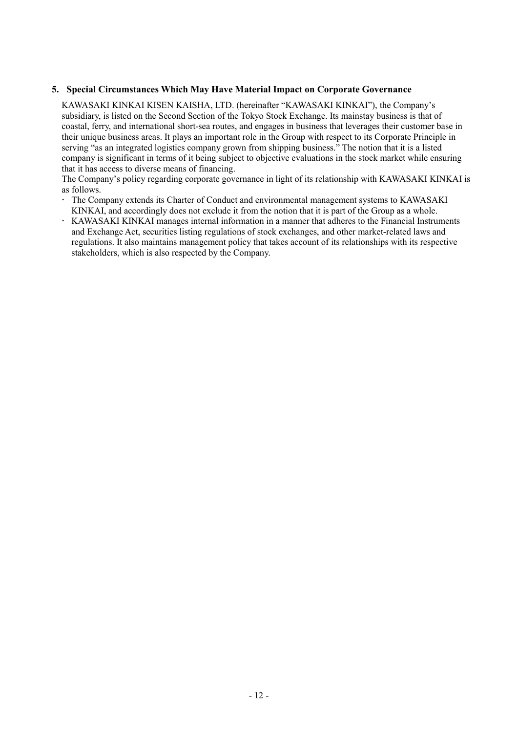## 5. Special Circumstances Which May Have Material Impact on Corporate Governance

KAWASAKI KINKAI KISEN KAISHA, LTD. (hereinafter "KAWASAKI KINKAI"), the Company's subsidiary, is listed on the Second Section of the Tokyo Stock Exchange. Its mainstay business is that of coastal, ferry, and international short-sea routes, and engages in business that leverages their customer base in their unique business areas. It plays an important role in the Group with respect to its Corporate Principle in serving "as an integrated logistics company grown from shipping business." The notion that it is a listed company is significant in terms of it being subject to objective evaluations in the stock market while ensuring that it has access to diverse means of financing.

The Company's policy regarding corporate governance in light of its relationship with KAWASAKI KINKAI is as follows.

- The Company extends its Charter of Conduct and environmental management systems to KAWASAKI KINKAI, and accordingly does not exclude it from the notion that it is part of the Group as a whole.
- KAWASAKI KINKAI manages internal information in a manner that adheres to the Financial Instruments and Exchange Act, securities listing regulations of stock exchanges, and other market-related laws and regulations. It also maintains management policy that takes account of its relationships with its respective stakeholders, which is also respected by the Company.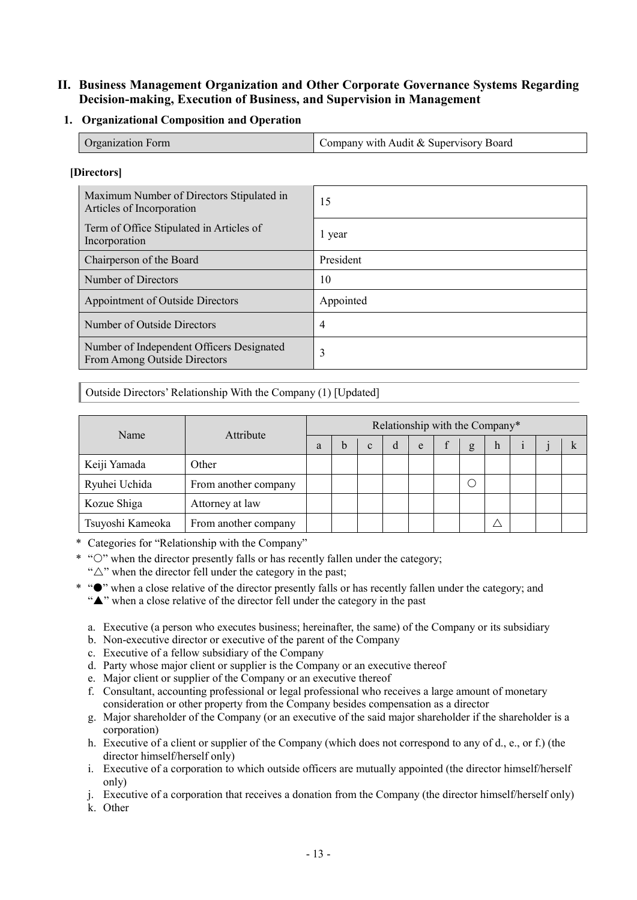## II. Business Management Organization and Other Corporate Governance Systems Regarding Decision-making, Execution of Business, and Supervision in Management

### 1. Organizational Composition and Operation

| Organization Form | Company with Audit & Supervisory Board |
|---|---|

**[Directors]**

| | |
|---|---|
| Maximum Number of Directors Stipulated in Articles of Incorporation | 15 |
| Term of Office Stipulated in Articles of Incorporation | 1 year |
| Chairperson of the Board | President |
| Number of Directors | 10 |
| Appointment of Outside Directors | Appointed |
| Number of Outside Directors | 4 |
| Number of Independent Officers Designated From Among Outside Directors | 3 |

Outside Directors' Relationship With the Company (1) [Updated]

| Name | Attribute | Relationship with the Company* | | | | | | | | | | |
|---|---|---|---|---|---|---|---|---|---|---|---|---|
| | | a | b | c | d | e | f | g | h | i | j | k |
| Keiji Yamada | Other | | | | | | | | | | | |
| Ryuhei Uchida | From another company | | | | | | | ○ | | | | |
| Kozue Shiga | Attorney at law | | | | | | | | | | | |
| Tsuyoshi Kameoka | From another company | | | | | | | | △ | | | |

\* Categories for "Relationship with the Company"

\* "○" when the director presently falls or has recently fallen under the category;
"△" when the director fell under the category in the past;

\* "●" when a close relative of the director presently falls or has recently fallen under the category; and
"▲" when a close relative of the director fell under the category in the past

a. Executive (a person who executes business; hereinafter, the same) of the Company or its subsidiary
b. Non-executive director or executive of the parent of the Company
c. Executive of a fellow subsidiary of the Company
d. Party whose major client or supplier is the Company or an executive thereof
e. Major client or supplier of the Company or an executive thereof
f. Consultant, accounting professional or legal professional who receives a large amount of monetary consideration or other property from the Company besides compensation as a director
g. Major shareholder of the Company (or an executive of the said major shareholder if the shareholder is a corporation)
h. Executive of a client or supplier of the Company (which does not correspond to any of d., e., or f.) (the director himself/herself only)
i. Executive of a corporation to which outside officers are mutually appointed (the director himself/herself only)
j. Executive of a corporation that receives a donation from the Company (the director himself/herself only)
k. Other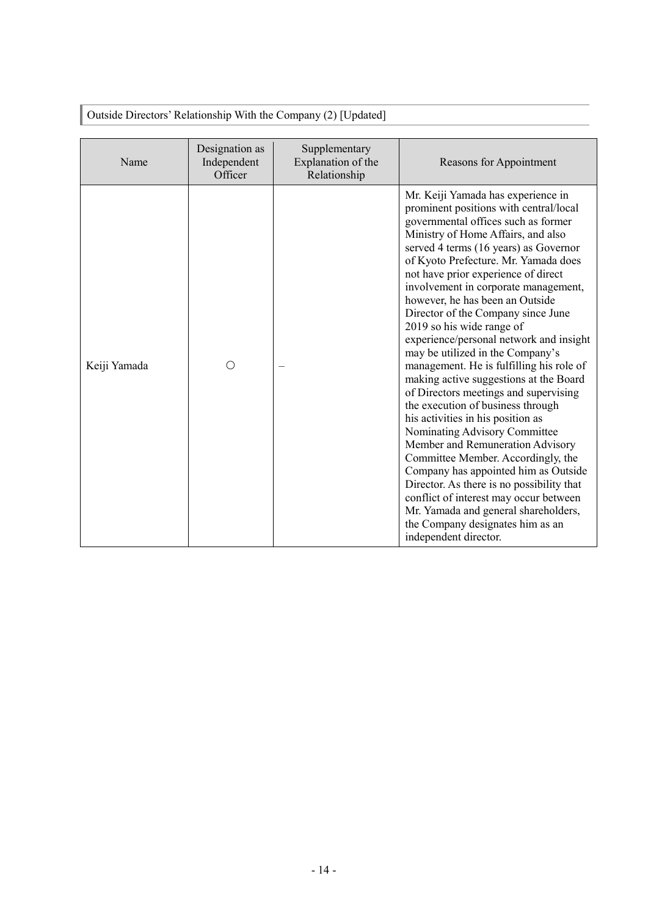## Outside Directors' Relationship With the Company (2) [Updated]

| Name | Designation as Independent Officer | Supplementary Explanation of the Relationship | Reasons for Appointment |
|---|---|---|---|
| Keiji Yamada | ○ | – | Mr. Keiji Yamada has experience in prominent positions with central/local governmental offices such as former Ministry of Home Affairs, and also served 4 terms (16 years) as Governor of Kyoto Prefecture. Mr. Yamada does not have prior experience of direct involvement in corporate management, however, he has been an Outside Director of the Company since June 2019 so his wide range of experience/personal network and insight may be utilized in the Company's management. He is fulfilling his role of making active suggestions at the Board of Directors meetings and supervising the execution of business through his activities in his position as Nominating Advisory Committee Member and Remuneration Advisory Committee Member. Accordingly, the Company has appointed him as Outside Director. As there is no possibility that conflict of interest may occur between Mr. Yamada and general shareholders, the Company designates him as an independent director. |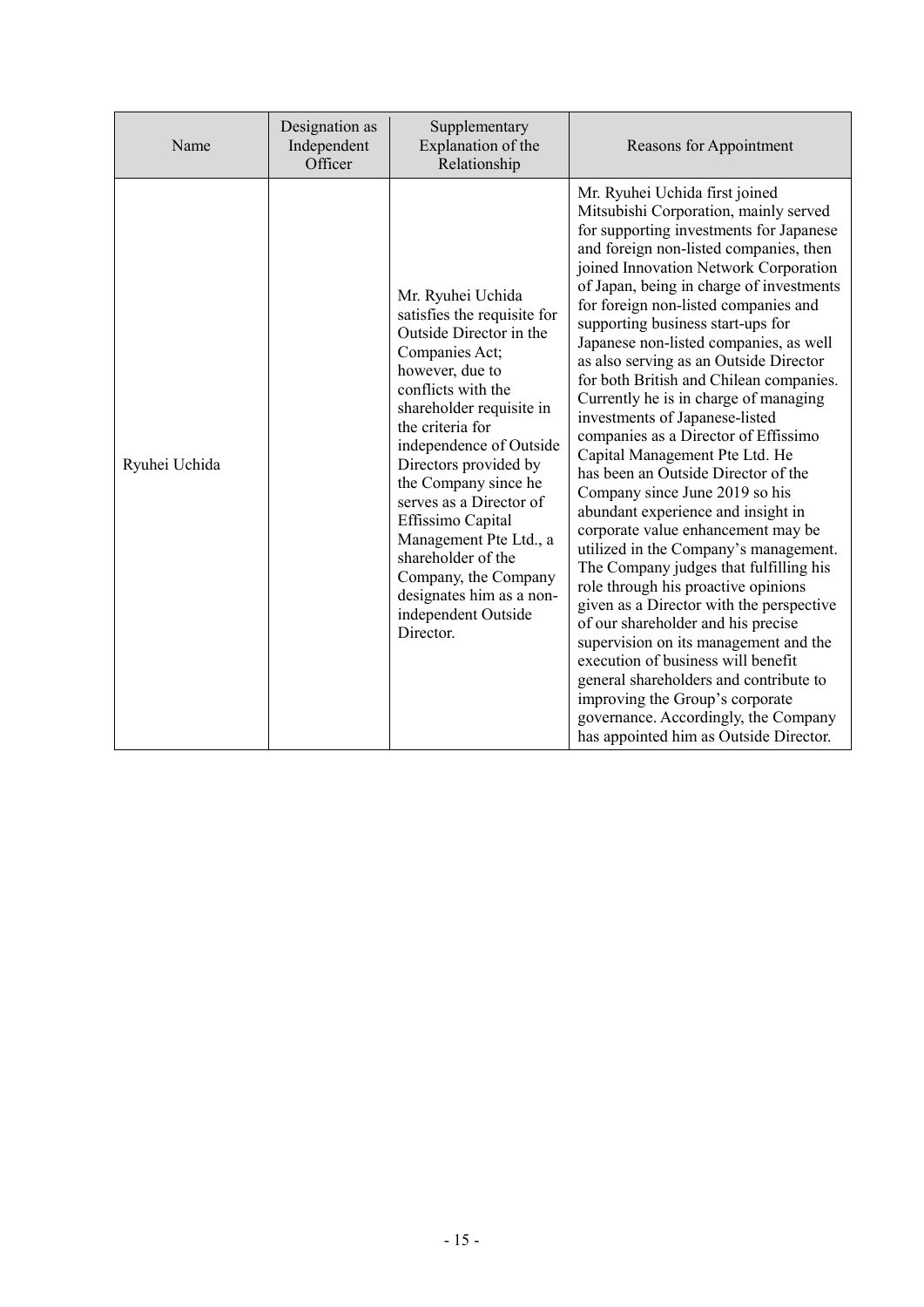| Name | Designation as Independent Officer | Supplementary Explanation of the Relationship | Reasons for Appointment |
| --- | --- | --- | --- |
| Ryuhei Uchida | | Mr. Ryuhei Uchida satisfies the requisite for Outside Director in the Companies Act; however, due to conflicts with the shareholder requisite in the criteria for independence of Outside Directors provided by the Company since he serves as a Director of Effissimo Capital Management Pte Ltd., a shareholder of the Company, the Company designates him as a non-independent Outside Director. | Mr. Ryuhei Uchida first joined Mitsubishi Corporation, mainly served for supporting investments for Japanese and foreign non-listed companies, then joined Innovation Network Corporation of Japan, being in charge of investments for foreign non-listed companies and supporting business start-ups for Japanese non-listed companies, as well as also serving as an Outside Director for both British and Chilean companies. Currently he is in charge of managing investments of Japanese-listed companies as a Director of Effissimo Capital Management Pte Ltd. He has been an Outside Director of the Company since June 2019 so his abundant experience and insight in corporate value enhancement may be utilized in the Company's management. The Company judges that fulfilling his role through his proactive opinions given as a Director with the perspective of our shareholder and his precise supervision on its management and the execution of business will benefit general shareholders and contribute to improving the Group's corporate governance. Accordingly, the Company has appointed him as Outside Director. |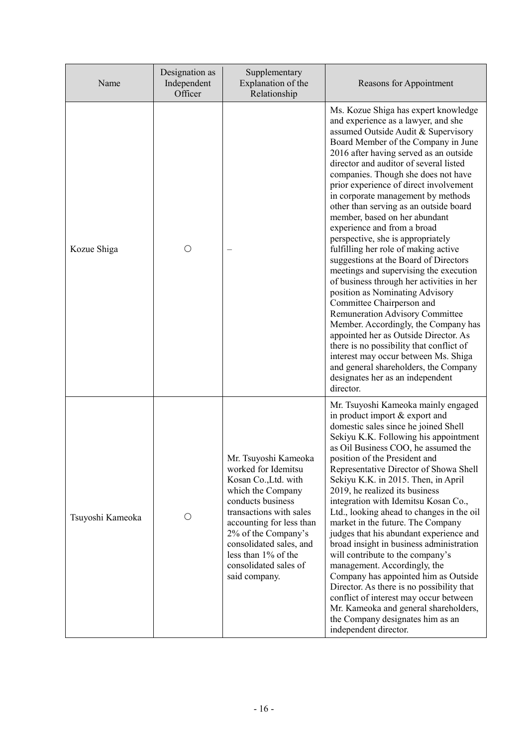| Name | Designation as Independent Officer | Supplementary Explanation of the Relationship | Reasons for Appointment |
|---|---|---|---|
| Kozue Shiga | ○ | – | Ms. Kozue Shiga has expert knowledge and experience as a lawyer, and she assumed Outside Audit & Supervisory Board Member of the Company in June 2016 after having served as an outside director and auditor of several listed companies. Though she does not have prior experience of direct involvement in corporate management by methods other than serving as an outside board member, based on her abundant experience and from a broad perspective, she is appropriately fulfilling her role of making active suggestions at the Board of Directors meetings and supervising the execution of business through her activities in her position as Nominating Advisory Committee Chairperson and Remuneration Advisory Committee Member. Accordingly, the Company has appointed her as Outside Director. As there is no possibility that conflict of interest may occur between Ms. Shiga and general shareholders, the Company designates her as an independent director. |
| Tsuyoshi Kameoka | ○ | Mr. Tsuyoshi Kameoka worked for Idemitsu Kosan Co.,Ltd. with which the Company conducts business transactions with sales accounting for less than 2% of the Company's consolidated sales, and less than 1% of the consolidated sales of said company. | Mr. Tsuyoshi Kameoka mainly engaged in product import & export and domestic sales since he joined Shell Sekiyu K.K. Following his appointment as Oil Business COO, he assumed the position of the President and Representative Director of Showa Shell Sekiyu K.K. in 2015. Then, in April 2019, he realized its business integration with Idemitsu Kosan Co., Ltd., looking ahead to changes in the oil market in the future. The Company judges that his abundant experience and broad insight in business administration will contribute to the company's management. Accordingly, the Company has appointed him as Outside Director. As there is no possibility that conflict of interest may occur between Mr. Kameoka and general shareholders, the Company designates him as an independent director. |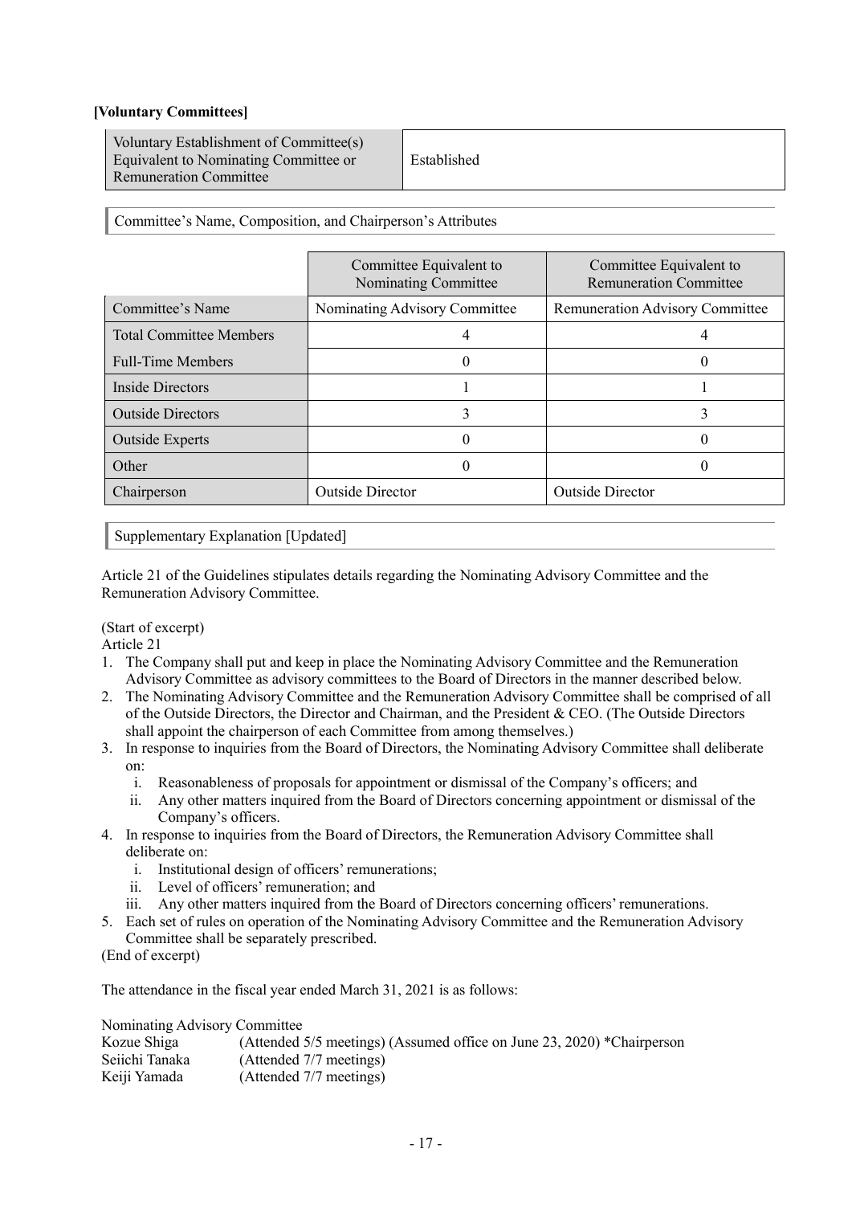**[Voluntary Committees]**

| Voluntary Establishment of Committee(s) Equivalent to Nominating Committee or Remuneration Committee | Established |
|---|---|

Committee's Name, Composition, and Chairperson's Attributes

| | Committee Equivalent to Nominating Committee | Committee Equivalent to Remuneration Committee |
|---|---|---|
| Committee's Name | Nominating Advisory Committee | Remuneration Advisory Committee |
| Total Committee Members | 4 | 4 |
| Full-Time Members | 0 | 0 |
| Inside Directors | 1 | 1 |
| Outside Directors | 3 | 3 |
| Outside Experts | 0 | 0 |
| Other | 0 | 0 |
| Chairperson | Outside Director | Outside Director |

Supplementary Explanation [Updated]

Article 21 of the Guidelines stipulates details regarding the Nominating Advisory Committee and the Remuneration Advisory Committee.

(Start of excerpt)
Article 21

1. The Company shall put and keep in place the Nominating Advisory Committee and the Remuneration Advisory Committee as advisory committees to the Board of Directors in the manner described below.
2. The Nominating Advisory Committee and the Remuneration Advisory Committee shall be comprised of all of the Outside Directors, the Director and Chairman, and the President & CEO. (The Outside Directors shall appoint the chairperson of each Committee from among themselves.)
3. In response to inquiries from the Board of Directors, the Nominating Advisory Committee shall deliberate on:
   i. Reasonableness of proposals for appointment or dismissal of the Company's officers; and
   ii. Any other matters inquired from the Board of Directors concerning appointment or dismissal of the Company's officers.
4. In response to inquiries from the Board of Directors, the Remuneration Advisory Committee shall deliberate on:
   i. Institutional design of officers' remunerations;
   ii. Level of officers' remuneration; and
   iii. Any other matters inquired from the Board of Directors concerning officers' remunerations.
5. Each set of rules on operation of the Nominating Advisory Committee and the Remuneration Advisory Committee shall be separately prescribed.

(End of excerpt)

The attendance in the fiscal year ended March 31, 2021 is as follows:

Nominating Advisory Committee
Kozue Shiga (Attended 5/5 meetings) (Assumed office on June 23, 2020) *Chairperson
Seiichi Tanaka (Attended 7/7 meetings)
Keiji Yamada (Attended 7/7 meetings)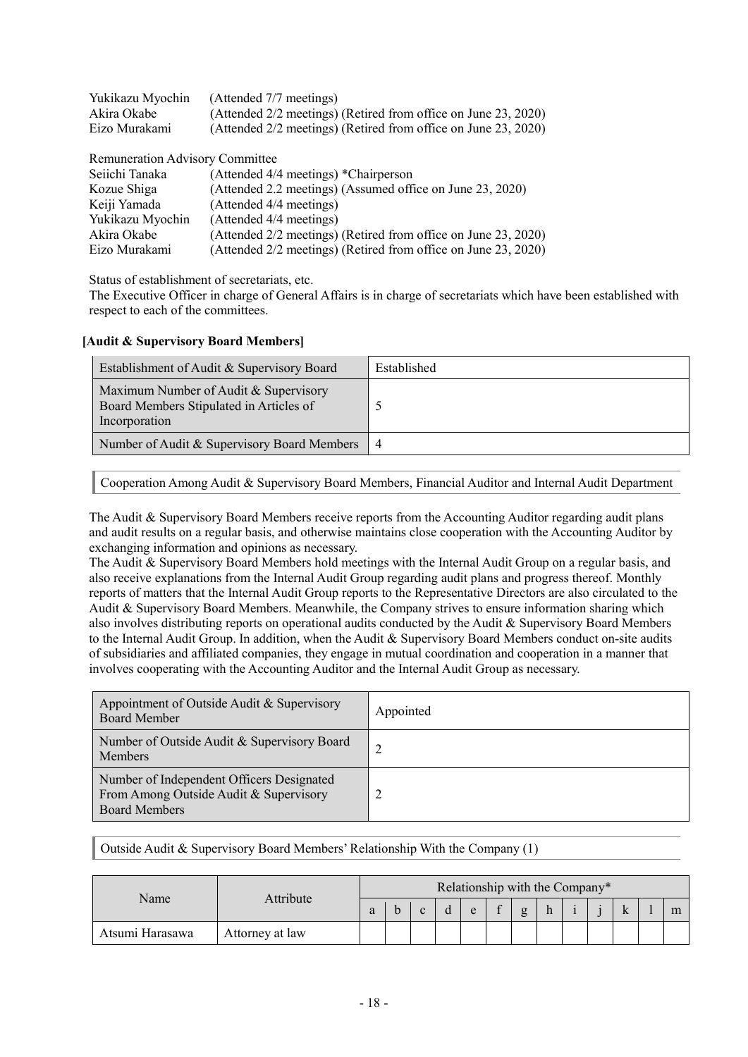Yukikazu Myochin (Attended 7/7 meetings)
Akira Okabe (Attended 2/2 meetings) (Retired from office on June 23, 2020)
Eizo Murakami (Attended 2/2 meetings) (Retired from office on June 23, 2020)

Remuneration Advisory Committee
Seiichi Tanaka (Attended 4/4 meetings) *Chairperson
Kozue Shiga (Attended 2.2 meetings) (Assumed office on June 23, 2020)
Keiji Yamada (Attended 4/4 meetings)
Yukikazu Myochin (Attended 4/4 meetings)
Akira Okabe (Attended 2/2 meetings) (Retired from office on June 23, 2020)
Eizo Murakami (Attended 2/2 meetings) (Retired from office on June 23, 2020)

Status of establishment of secretariats, etc.
The Executive Officer in charge of General Affairs is in charge of secretariats which have been established with respect to each of the committees.

**[Audit & Supervisory Board Members]**

| Establishment of Audit & Supervisory Board | Established |
|---|---|
| Maximum Number of Audit & Supervisory Board Members Stipulated in Articles of Incorporation | 5 |
| Number of Audit & Supervisory Board Members | 4 |

Cooperation Among Audit & Supervisory Board Members, Financial Auditor and Internal Audit Department

The Audit & Supervisory Board Members receive reports from the Accounting Auditor regarding audit plans and audit results on a regular basis, and otherwise maintains close cooperation with the Accounting Auditor by exchanging information and opinions as necessary.
The Audit & Supervisory Board Members hold meetings with the Internal Audit Group on a regular basis, and also receive explanations from the Internal Audit Group regarding audit plans and progress thereof. Monthly reports of matters that the Internal Audit Group reports to the Representative Directors are also circulated to the Audit & Supervisory Board Members. Meanwhile, the Company strives to ensure information sharing which also involves distributing reports on operational audits conducted by the Audit & Supervisory Board Members to the Internal Audit Group. In addition, when the Audit & Supervisory Board Members conduct on-site audits of subsidiaries and affiliated companies, they engage in mutual coordination and cooperation in a manner that involves cooperating with the Accounting Auditor and the Internal Audit Group as necessary.

| Appointment of Outside Audit & Supervisory Board Member | Appointed |
|---|---|
| Number of Outside Audit & Supervisory Board Members | 2 |
| Number of Independent Officers Designated From Among Outside Audit & Supervisory Board Members | 2 |

Outside Audit & Supervisory Board Members' Relationship With the Company (1)

| Name | Attribute | Relationship with the Company* | | | | | | | | | | | | |
|---|---|---|---|---|---|---|---|---|---|---|---|---|---|---|
| | | a | b | c | d | e | f | g | h | i | j | k | l | m |
| Atsumi Harasawa | Attorney at law | | | | | | | | | | | | | |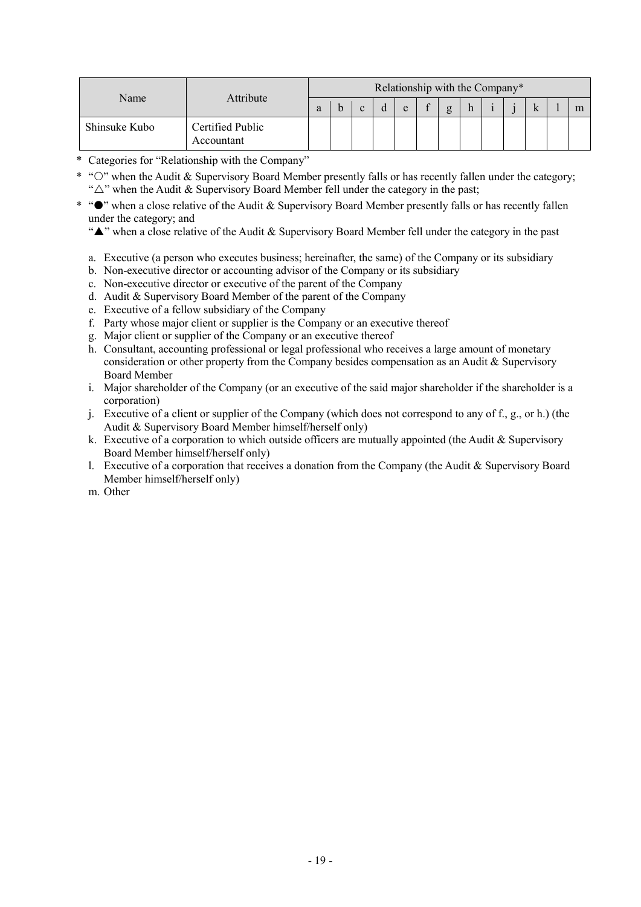| Name | Attribute | Relationship with the Company* | | | | | | | | | | | | |
|---|---|---|---|---|---|---|---|---|---|---|---|---|---|---|
| | | a | b | c | d | e | f | g | h | i | j | k | l | m |
| Shinsuke Kubo | Certified Public Accountant | | | | | | | | | | | | | |

\* Categories for “Relationship with the Company”

\* “○” when the Audit & Supervisory Board Member presently falls or has recently fallen under the category; “△” when the Audit & Supervisory Board Member fell under the category in the past;

\* “●” when a close relative of the Audit & Supervisory Board Member presently falls or has recently fallen under the category; and
“▲” when a close relative of the Audit & Supervisory Board Member fell under the category in the past

a. Executive (a person who executes business; hereinafter, the same) of the Company or its subsidiary
b. Non-executive director or accounting advisor of the Company or its subsidiary
c. Non-executive director or executive of the parent of the Company
d. Audit & Supervisory Board Member of the parent of the Company
e. Executive of a fellow subsidiary of the Company
f. Party whose major client or supplier is the Company or an executive thereof
g. Major client or supplier of the Company or an executive thereof
h. Consultant, accounting professional or legal professional who receives a large amount of monetary consideration or other property from the Company besides compensation as an Audit & Supervisory Board Member
i. Major shareholder of the Company (or an executive of the said major shareholder if the shareholder is a corporation)
j. Executive of a client or supplier of the Company (which does not correspond to any of f., g., or h.) (the Audit & Supervisory Board Member himself/herself only)
k. Executive of a corporation to which outside officers are mutually appointed (the Audit & Supervisory Board Member himself/herself only)
l. Executive of a corporation that receives a donation from the Company (the Audit & Supervisory Board Member himself/herself only)
m. Other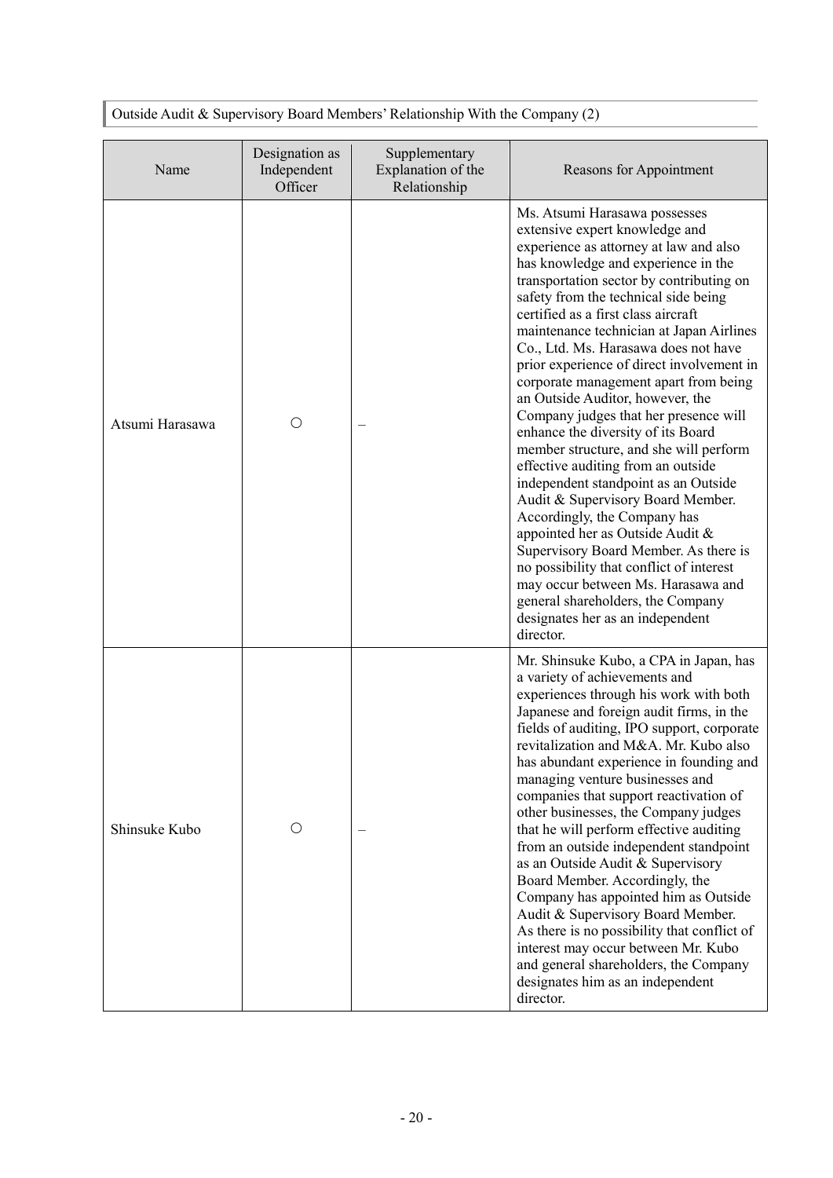## Outside Audit & Supervisory Board Members' Relationship With the Company (2)

| Name | Designation as Independent Officer | Supplementary Explanation of the Relationship | Reasons for Appointment |
|---|---|---|---|
| Atsumi Harasawa | ○ | – | Ms. Atsumi Harasawa possesses extensive expert knowledge and experience as attorney at law and also has knowledge and experience in the transportation sector by contributing on safety from the technical side being certified as a first class aircraft maintenance technician at Japan Airlines Co., Ltd. Ms. Harasawa does not have prior experience of direct involvement in corporate management apart from being an Outside Auditor, however, the Company judges that her presence will enhance the diversity of its Board member structure, and she will perform effective auditing from an outside independent standpoint as an Outside Audit & Supervisory Board Member. Accordingly, the Company has appointed her as Outside Audit & Supervisory Board Member. As there is no possibility that conflict of interest may occur between Ms. Harasawa and general shareholders, the Company designates her as an independent director. |
| Shinsuke Kubo | ○ | – | Mr. Shinsuke Kubo, a CPA in Japan, has a variety of achievements and experiences through his work with both Japanese and foreign audit firms, in the fields of auditing, IPO support, corporate revitalization and M&A. Mr. Kubo also has abundant experience in founding and managing venture businesses and companies that support reactivation of other businesses, the Company judges that he will perform effective auditing from an outside independent standpoint as an Outside Audit & Supervisory Board Member. Accordingly, the Company has appointed him as Outside Audit & Supervisory Board Member. As there is no possibility that conflict of interest may occur between Mr. Kubo and general shareholders, the Company designates him as an independent director. |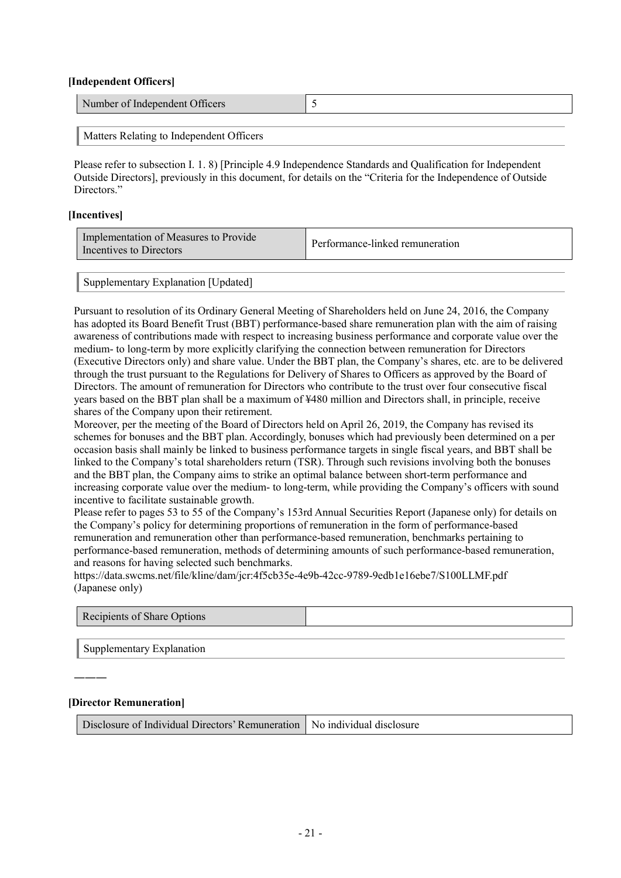**[Independent Officers]**

| Number of Independent Officers | 5 |
|---|---|

Matters Relating to Independent Officers

Please refer to subsection I. 1. 8) [Principle 4.9 Independence Standards and Qualification for Independent Outside Directors], previously in this document, for details on the "Criteria for the Independence of Outside Directors."

**[Incentives]**

| Implementation of Measures to Provide Incentives to Directors | Performance-linked remuneration |
|---|---|

Supplementary Explanation [Updated]

Pursuant to resolution of its Ordinary General Meeting of Shareholders held on June 24, 2016, the Company has adopted its Board Benefit Trust (BBT) performance-based share remuneration plan with the aim of raising awareness of contributions made with respect to increasing business performance and corporate value over the medium- to long-term by more explicitly clarifying the connection between remuneration for Directors (Executive Directors only) and share value. Under the BBT plan, the Company's shares, etc. are to be delivered through the trust pursuant to the Regulations for Delivery of Shares to Officers as approved by the Board of Directors. The amount of remuneration for Directors who contribute to the trust over four consecutive fiscal years based on the BBT plan shall be a maximum of ¥480 million and Directors shall, in principle, receive shares of the Company upon their retirement.

Moreover, per the meeting of the Board of Directors held on April 26, 2019, the Company has revised its schemes for bonuses and the BBT plan. Accordingly, bonuses which had previously been determined on a per occasion basis shall mainly be linked to business performance targets in single fiscal years, and BBT shall be linked to the Company's total shareholders return (TSR). Through such revisions involving both the bonuses and the BBT plan, the Company aims to strike an optimal balance between short-term performance and increasing corporate value over the medium- to long-term, while providing the Company's officers with sound incentive to facilitate sustainable growth.

Please refer to pages 53 to 55 of the Company's 153rd Annual Securities Report (Japanese only) for details on the Company's policy for determining proportions of remuneration in the form of performance-based remuneration and remuneration other than performance-based remuneration, benchmarks pertaining to performance-based remuneration, methods of determining amounts of such performance-based remuneration, and reasons for having selected such benchmarks.

https://data.swcms.net/file/kline/dam/jcr:4f5cb35e-4e9b-42cc-9789-9edb1e16ebe7/S100LLMF.pdf (Japanese only)

| Recipients of Share Options | |
|---|---|

Supplementary Explanation

———

**[Director Remuneration]**

| Disclosure of Individual Directors' Remuneration | No individual disclosure |
|---|---|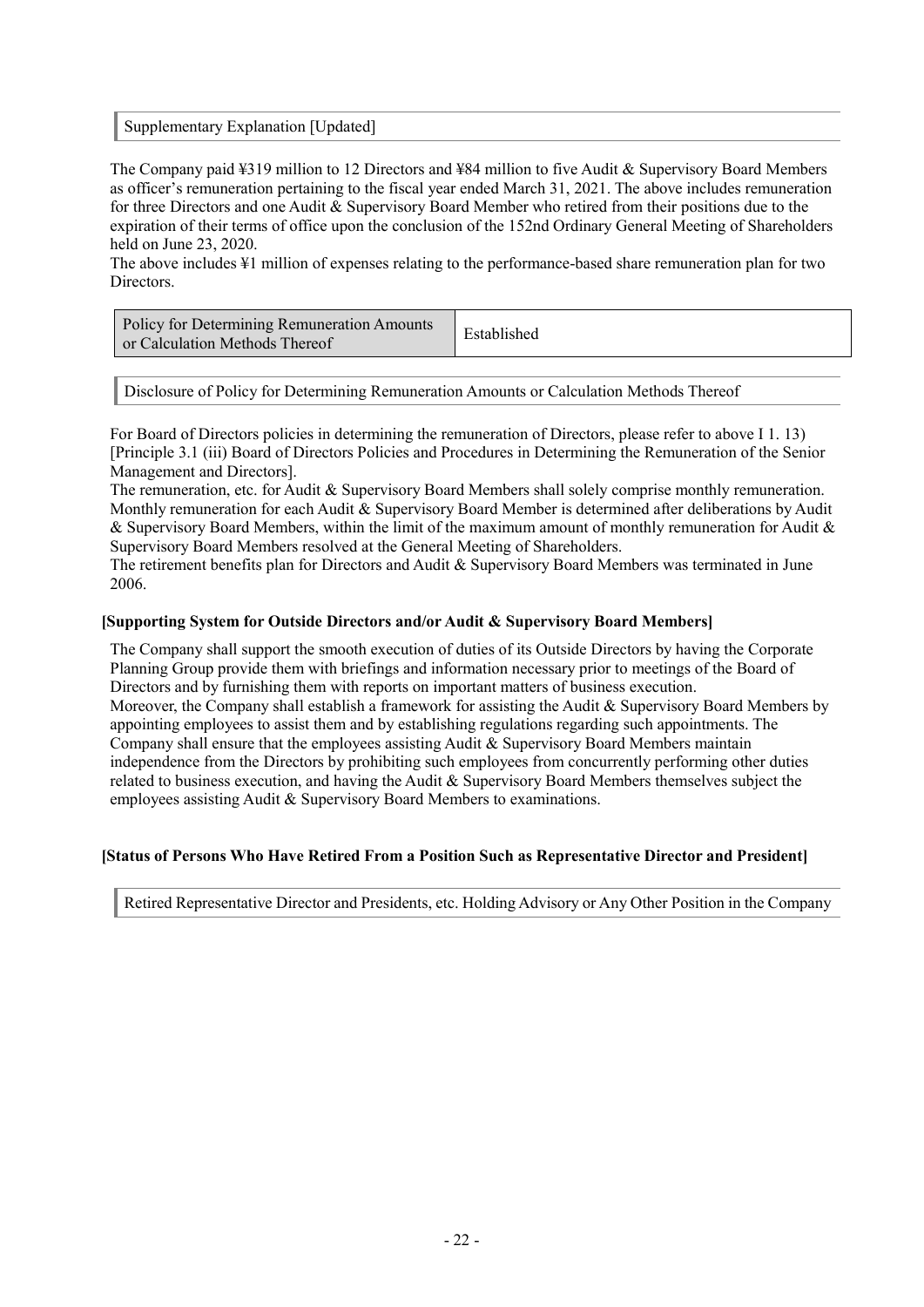### Supplementary Explanation [Updated]

The Company paid ¥319 million to 12 Directors and ¥84 million to five Audit & Supervisory Board Members as officer's remuneration pertaining to the fiscal year ended March 31, 2021. The above includes remuneration for three Directors and one Audit & Supervisory Board Member who retired from their positions due to the expiration of their terms of office upon the conclusion of the 152nd Ordinary General Meeting of Shareholders held on June 23, 2020.
The above includes ¥1 million of expenses relating to the performance-based share remuneration plan for two Directors.

| Policy for Determining Remuneration Amounts or Calculation Methods Thereof | Established |
|---|---|

### Disclosure of Policy for Determining Remuneration Amounts or Calculation Methods Thereof

For Board of Directors policies in determining the remuneration of Directors, please refer to above I 1. 13) [Principle 3.1 (iii) Board of Directors Policies and Procedures in Determining the Remuneration of the Senior Management and Directors].
The remuneration, etc. for Audit & Supervisory Board Members shall solely comprise monthly remuneration. Monthly remuneration for each Audit & Supervisory Board Member is determined after deliberations by Audit & Supervisory Board Members, within the limit of the maximum amount of monthly remuneration for Audit & Supervisory Board Members resolved at the General Meeting of Shareholders.
The retirement benefits plan for Directors and Audit & Supervisory Board Members was terminated in June 2006.

**[Supporting System for Outside Directors and/or Audit & Supervisory Board Members]**

The Company shall support the smooth execution of duties of its Outside Directors by having the Corporate Planning Group provide them with briefings and information necessary prior to meetings of the Board of Directors and by furnishing them with reports on important matters of business execution.
Moreover, the Company shall establish a framework for assisting the Audit & Supervisory Board Members by appointing employees to assist them and by establishing regulations regarding such appointments. The Company shall ensure that the employees assisting Audit & Supervisory Board Members maintain independence from the Directors by prohibiting such employees from concurrently performing other duties related to business execution, and having the Audit & Supervisory Board Members themselves subject the employees assisting Audit & Supervisory Board Members to examinations.

**[Status of Persons Who Have Retired From a Position Such as Representative Director and President]**

### Retired Representative Director and Presidents, etc. Holding Advisory or Any Other Position in the Company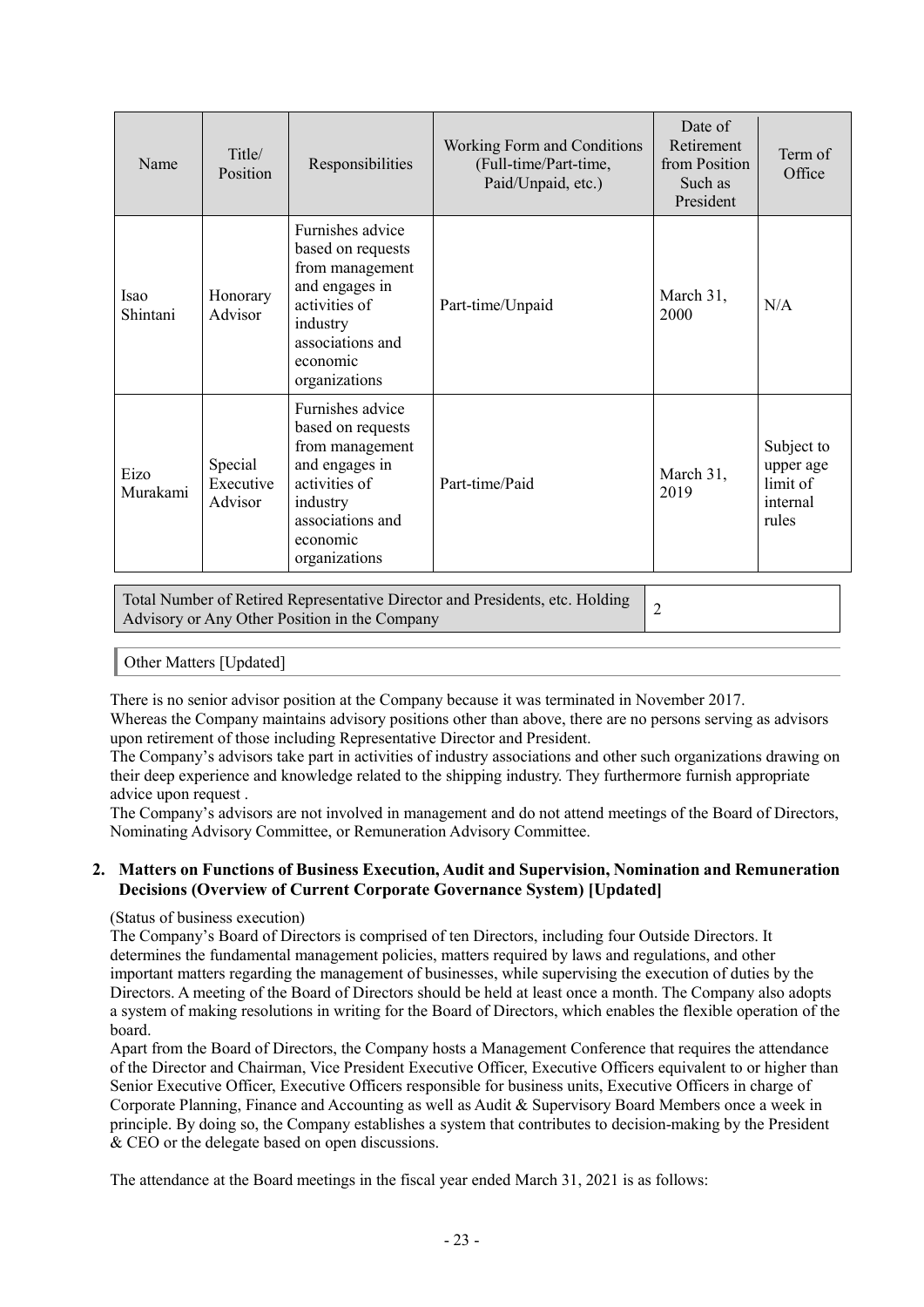| Name | Title/ Position | Responsibilities | Working Form and Conditions (Full-time/Part-time, Paid/Unpaid, etc.) | Date of Retirement from Position Such as President | Term of Office |
|---|---|---|---|---|---|
| Isao Shintani | Honorary Advisor | Furnishes advice based on requests from management and engages in activities of industry associations and economic organizations | Part-time/Unpaid | March 31, 2000 | N/A |
| Eizo Murakami | Special Executive Advisor | Furnishes advice based on requests from management and engages in activities of industry associations and economic organizations | Part-time/Paid | March 31, 2019 | Subject to upper age limit of internal rules |

| Total Number of Retired Representative Director and Presidents, etc. Holding Advisory or Any Other Position in the Company | 2 |
|---|---|

Other Matters [Updated]

There is no senior advisor position at the Company because it was terminated in November 2017.
Whereas the Company maintains advisory positions other than above, there are no persons serving as advisors upon retirement of those including Representative Director and President.
The Company's advisors take part in activities of industry associations and other such organizations drawing on their deep experience and knowledge related to the shipping industry. They furthermore furnish appropriate advice upon request .
The Company's advisors are not involved in management and do not attend meetings of the Board of Directors, Nominating Advisory Committee, or Remuneration Advisory Committee.

**2. Matters on Functions of Business Execution, Audit and Supervision, Nomination and Remuneration Decisions (Overview of Current Corporate Governance System) [Updated]**

(Status of business execution)
The Company's Board of Directors is comprised of ten Directors, including four Outside Directors. It determines the fundamental management policies, matters required by laws and regulations, and other important matters regarding the management of businesses, while supervising the execution of duties by the Directors. A meeting of the Board of Directors should be held at least once a month. The Company also adopts a system of making resolutions in writing for the Board of Directors, which enables the flexible operation of the board.
Apart from the Board of Directors, the Company hosts a Management Conference that requires the attendance of the Director and Chairman, Vice President Executive Officer, Executive Officers equivalent to or higher than Senior Executive Officer, Executive Officers responsible for business units, Executive Officers in charge of Corporate Planning, Finance and Accounting as well as Audit & Supervisory Board Members once a week in principle. By doing so, the Company establishes a system that contributes to decision-making by the President & CEO or the delegate based on open discussions.

The attendance at the Board meetings in the fiscal year ended March 31, 2021 is as follows: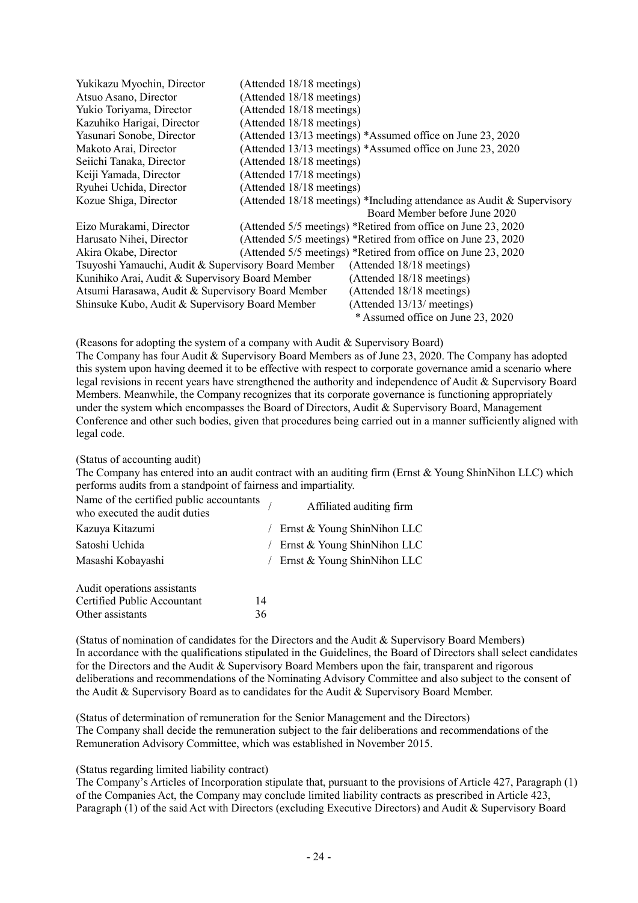Yukikazu Myochin, Director (Attended 18/18 meetings)
Atsuo Asano, Director (Attended 18/18 meetings)
Yukio Toriyama, Director (Attended 18/18 meetings)
Kazuhiko Harigai, Director (Attended 18/18 meetings)
Yasunari Sonobe, Director (Attended 13/13 meetings) *Assumed office on June 23, 2020
Makoto Arai, Director (Attended 13/13 meetings) *Assumed office on June 23, 2020
Seiichi Tanaka, Director (Attended 18/18 meetings)
Keiji Yamada, Director (Attended 17/18 meetings)
Ryuhei Uchida, Director (Attended 18/18 meetings)
Kozue Shiga, Director (Attended 18/18 meetings) *Including attendance as Audit & Supervisory Board Member before June 2020
Eizo Murakami, Director (Attended 5/5 meetings) *Retired from office on June 23, 2020
Harusato Nihei, Director (Attended 5/5 meetings) *Retired from office on June 23, 2020
Akira Okabe, Director (Attended 5/5 meetings) *Retired from office on June 23, 2020
Tsuyoshi Yamauchi, Audit & Supervisory Board Member (Attended 18/18 meetings)
Kunihiko Arai, Audit & Supervisory Board Member (Attended 18/18 meetings)
Atsumi Harasawa, Audit & Supervisory Board Member (Attended 18/18 meetings)
Shinsuke Kubo, Audit & Supervisory Board Member (Attended 13/13/ meetings)
* Assumed office on June 23, 2020

(Reasons for adopting the system of a company with Audit & Supervisory Board)
The Company has four Audit & Supervisory Board Members as of June 23, 2020. The Company has adopted this system upon having deemed it to be effective with respect to corporate governance amid a scenario where legal revisions in recent years have strengthened the authority and independence of Audit & Supervisory Board Members. Meanwhile, the Company recognizes that its corporate governance is functioning appropriately under the system which encompasses the Board of Directors, Audit & Supervisory Board, Management Conference and other such bodies, given that procedures being carried out in a manner sufficiently aligned with legal code.

(Status of accounting audit)
The Company has entered into an audit contract with an auditing firm (Ernst & Young ShinNihon LLC) which performs audits from a standpoint of fairness and impartiality.

| Name of the certified public accountants who executed the audit duties | / | Affiliated auditing firm |
|---|---|---|
| Kazuya Kitazumi | / | Ernst & Young ShinNihon LLC |
| Satoshi Uchida | / | Ernst & Young ShinNihon LLC |
| Masashi Kobayashi | / | Ernst & Young ShinNihon LLC |

| Audit operations assistants | |
|---|---|
| Certified Public Accountant | 14 |
| Other assistants | 36 |

(Status of nomination of candidates for the Directors and the Audit & Supervisory Board Members)
In accordance with the qualifications stipulated in the Guidelines, the Board of Directors shall select candidates for the Directors and the Audit & Supervisory Board Members upon the fair, transparent and rigorous deliberations and recommendations of the Nominating Advisory Committee and also subject to the consent of the Audit & Supervisory Board as to candidates for the Audit & Supervisory Board Member.

(Status of determination of remuneration for the Senior Management and the Directors)
The Company shall decide the remuneration subject to the fair deliberations and recommendations of the Remuneration Advisory Committee, which was established in November 2015.

(Status regarding limited liability contract)
The Company's Articles of Incorporation stipulate that, pursuant to the provisions of Article 427, Paragraph (1) of the Companies Act, the Company may conclude limited liability contracts as prescribed in Article 423, Paragraph (1) of the said Act with Directors (excluding Executive Directors) and Audit & Supervisory Board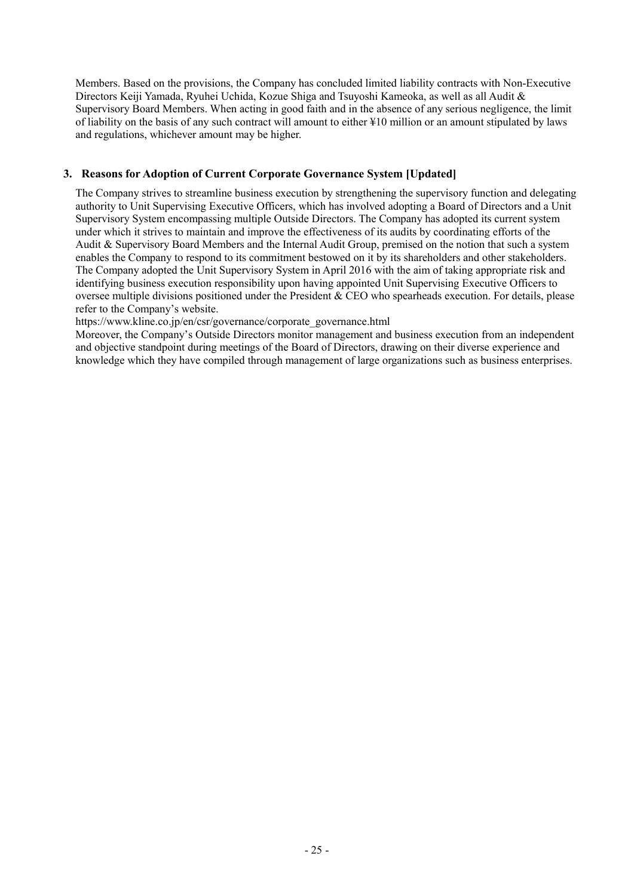Members. Based on the provisions, the Company has concluded limited liability contracts with Non-Executive Directors Keiji Yamada, Ryuhei Uchida, Kozue Shiga and Tsuyoshi Kameoka, as well as all Audit & Supervisory Board Members. When acting in good faith and in the absence of any serious negligence, the limit of liability on the basis of any such contract will amount to either ¥10 million or an amount stipulated by laws and regulations, whichever amount may be higher.

### 3. Reasons for Adoption of Current Corporate Governance System [Updated]

The Company strives to streamline business execution by strengthening the supervisory function and delegating authority to Unit Supervising Executive Officers, which has involved adopting a Board of Directors and a Unit Supervisory System encompassing multiple Outside Directors. The Company has adopted its current system under which it strives to maintain and improve the effectiveness of its audits by coordinating efforts of the Audit & Supervisory Board Members and the Internal Audit Group, premised on the notion that such a system enables the Company to respond to its commitment bestowed on it by its shareholders and other stakeholders. The Company adopted the Unit Supervisory System in April 2016 with the aim of taking appropriate risk and identifying business execution responsibility upon having appointed Unit Supervising Executive Officers to oversee multiple divisions positioned under the President & CEO who spearheads execution. For details, please refer to the Company's website.
https://www.kline.co.jp/en/csr/governance/corporate_governance.html
Moreover, the Company's Outside Directors monitor management and business execution from an independent and objective standpoint during meetings of the Board of Directors, drawing on their diverse experience and knowledge which they have compiled through management of large organizations such as business enterprises.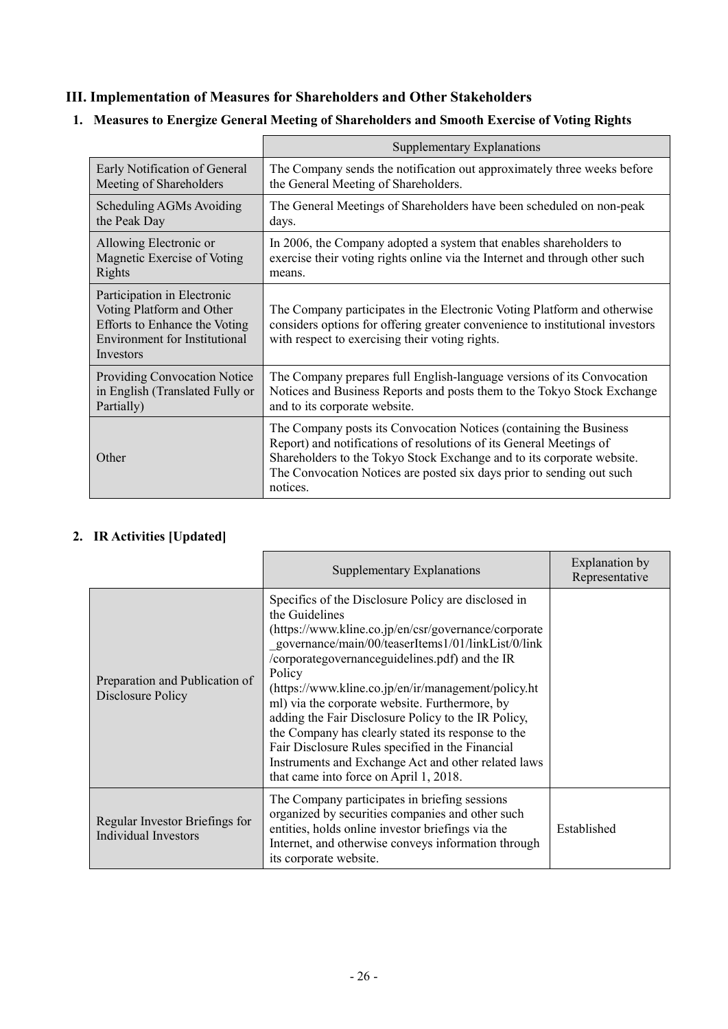## III. Implementation of Measures for Shareholders and Other Stakeholders

### 1. Measures to Energize General Meeting of Shareholders and Smooth Exercise of Voting Rights

| | Supplementary Explanations |
|---|---|
| Early Notification of General Meeting of Shareholders | The Company sends the notification out approximately three weeks before the General Meeting of Shareholders. |
| Scheduling AGMs Avoiding the Peak Day | The General Meetings of Shareholders have been scheduled on non-peak days. |
| Allowing Electronic or Magnetic Exercise of Voting Rights | In 2006, the Company adopted a system that enables shareholders to exercise their voting rights online via the Internet and through other such means. |
| Participation in Electronic Voting Platform and Other Efforts to Enhance the Voting Environment for Institutional Investors | The Company participates in the Electronic Voting Platform and otherwise considers options for offering greater convenience to institutional investors with respect to exercising their voting rights. |
| Providing Convocation Notice in English (Translated Fully or Partially) | The Company prepares full English-language versions of its Convocation Notices and Business Reports and posts them to the Tokyo Stock Exchange and to its corporate website. |
| Other | The Company posts its Convocation Notices (containing the Business Report) and notifications of resolutions of its General Meetings of Shareholders to the Tokyo Stock Exchange and to its corporate website. The Convocation Notices are posted six days prior to sending out such notices. |

### 2. IR Activities [Updated]

| | Supplementary Explanations | Explanation by Representative |
|---|---|---|
| Preparation and Publication of Disclosure Policy | Specifics of the Disclosure Policy are disclosed in the Guidelines (https://www.kline.co.jp/en/csr/governance/corporate_governance/main/00/teaserItems1/01/linkList/0/link/corporategovernanceguidelines.pdf) and the IR Policy (https://www.kline.co.jp/en/ir/management/policy.html) via the corporate website. Furthermore, by adding the Fair Disclosure Policy to the IR Policy, the Company has clearly stated its response to the Fair Disclosure Rules specified in the Financial Instruments and Exchange Act and other related laws that came into force on April 1, 2018. | |
| Regular Investor Briefings for Individual Investors | The Company participates in briefing sessions organized by securities companies and other such entities, holds online investor briefings via the Internet, and otherwise conveys information through its corporate website. | Established |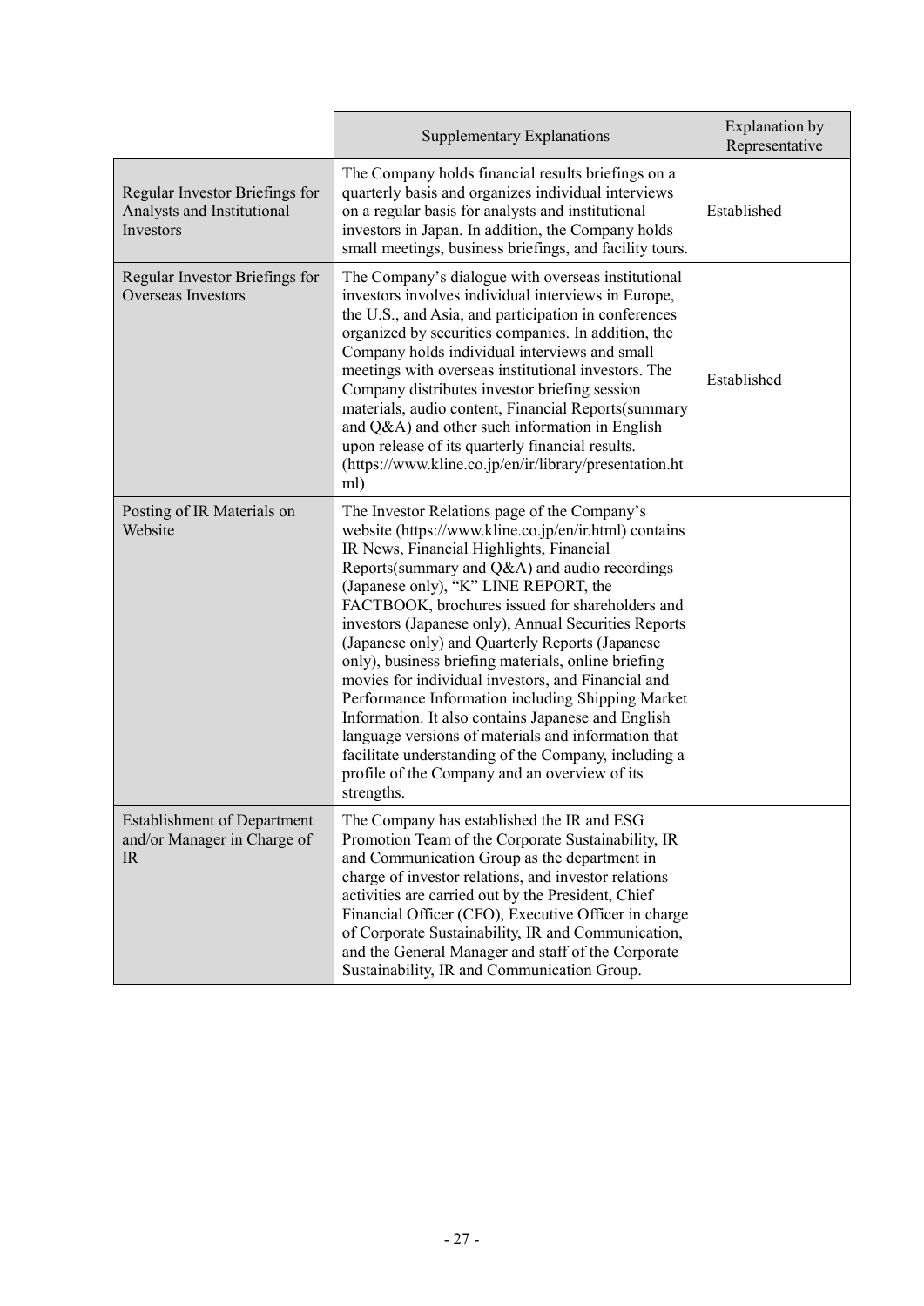| | Supplementary Explanations | Explanation by Representative |
|---|---|---|
| Regular Investor Briefings for Analysts and Institutional Investors | The Company holds financial results briefings on a quarterly basis and organizes individual interviews on a regular basis for analysts and institutional investors in Japan. In addition, the Company holds small meetings, business briefings, and facility tours. | Established |
| Regular Investor Briefings for Overseas Investors | The Company's dialogue with overseas institutional investors involves individual interviews in Europe, the U.S., and Asia, and participation in conferences organized by securities companies. In addition, the Company holds individual interviews and small meetings with overseas institutional investors. The Company distributes investor briefing session materials, audio content, Financial Reports(summary and Q&A) and other such information in English upon release of its quarterly financial results. (https://www.kline.co.jp/en/ir/library/presentation.html) | Established |
| Posting of IR Materials on Website | The Investor Relations page of the Company's website (https://www.kline.co.jp/en/ir.html) contains IR News, Financial Highlights, Financial Reports(summary and Q&A) and audio recordings (Japanese only), "K" LINE REPORT, the FACTBOOK, brochures issued for shareholders and investors (Japanese only), Annual Securities Reports (Japanese only) and Quarterly Reports (Japanese only), business briefing materials, online briefing movies for individual investors, and Financial and Performance Information including Shipping Market Information. It also contains Japanese and English language versions of materials and information that facilitate understanding of the Company, including a profile of the Company and an overview of its strengths. | |
| Establishment of Department and/or Manager in Charge of IR | The Company has established the IR and ESG Promotion Team of the Corporate Sustainability, IR and Communication Group as the department in charge of investor relations, and investor relations activities are carried out by the President, Chief Financial Officer (CFO), Executive Officer in charge of Corporate Sustainability, IR and Communication, and the General Manager and staff of the Corporate Sustainability, IR and Communication Group. | |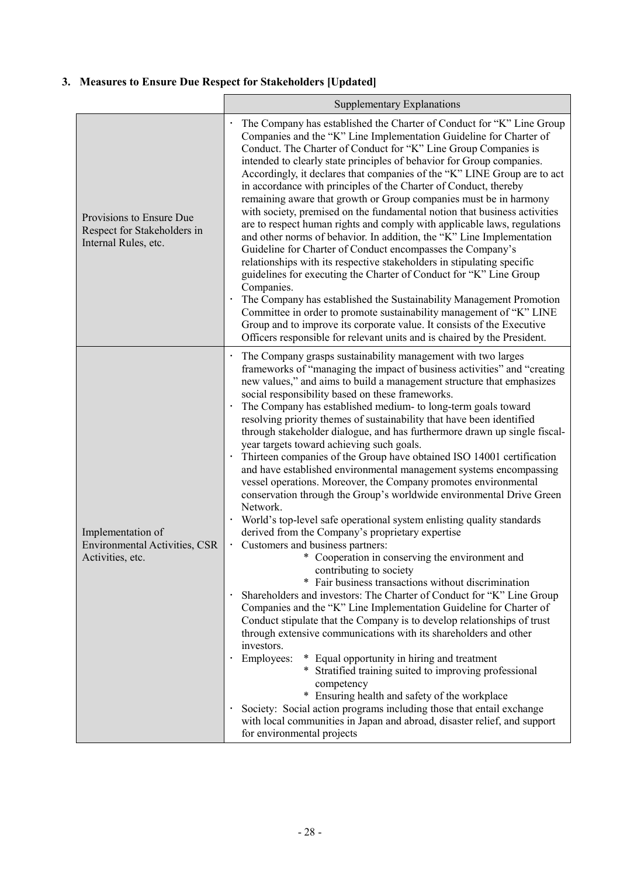## 3. Measures to Ensure Due Respect for Stakeholders [Updated]

| | Supplementary Explanations |
|---|---|
| Provisions to Ensure Due Respect for Stakeholders in Internal Rules, etc. | ・ The Company has established the Charter of Conduct for "K" Line Group Companies and the "K" Line Implementation Guideline for Charter of Conduct. The Charter of Conduct for "K" Line Group Companies is intended to clearly state principles of behavior for Group companies. Accordingly, it declares that companies of the "K" LINE Group are to act in accordance with principles of the Charter of Conduct, thereby remaining aware that growth or Group companies must be in harmony with society, premised on the fundamental notion that business activities are to respect human rights and comply with applicable laws, regulations and other norms of behavior. In addition, the "K" Line Implementation Guideline for Charter of Conduct encompasses the Company's relationships with its respective stakeholders in stipulating specific guidelines for executing the Charter of Conduct for "K" Line Group Companies.<br>・ The Company has established the Sustainability Management Promotion Committee in order to promote sustainability management of "K" LINE Group and to improve its corporate value. It consists of the Executive Officers responsible for relevant units and is chaired by the President. |
| Implementation of Environmental Activities, CSR Activities, etc. | ・ The Company grasps sustainability management with two larges frameworks of "managing the impact of business activities" and "creating new values," and aims to build a management structure that emphasizes social responsibility based on these frameworks.<br>・ The Company has established medium- to long-term goals toward resolving priority themes of sustainability that have been identified through stakeholder dialogue, and has furthermore drawn up single fiscal-year targets toward achieving such goals.<br>・ Thirteen companies of the Group have obtained ISO 14001 certification and have established environmental management systems encompassing vessel operations. Moreover, the Company promotes environmental conservation through the Group's worldwide environmental Drive Green Network.<br>・ World's top-level safe operational system enlisting quality standards derived from the Company's proprietary expertise<br>・ Customers and business partners:<br>  * Cooperation in conserving the environment and contributing to society<br>  * Fair business transactions without discrimination<br>・ Shareholders and investors: The Charter of Conduct for "K" Line Group Companies and the "K" Line Implementation Guideline for Charter of Conduct stipulate that the Company is to develop relationships of trust through extensive communications with its shareholders and other investors.<br>・ Employees: * Equal opportunity in hiring and treatment<br>  * Stratified training suited to improving professional competency<br>  * Ensuring health and safety of the workplace<br>・ Society: Social action programs including those that entail exchange with local communities in Japan and abroad, disaster relief, and support for environmental projects |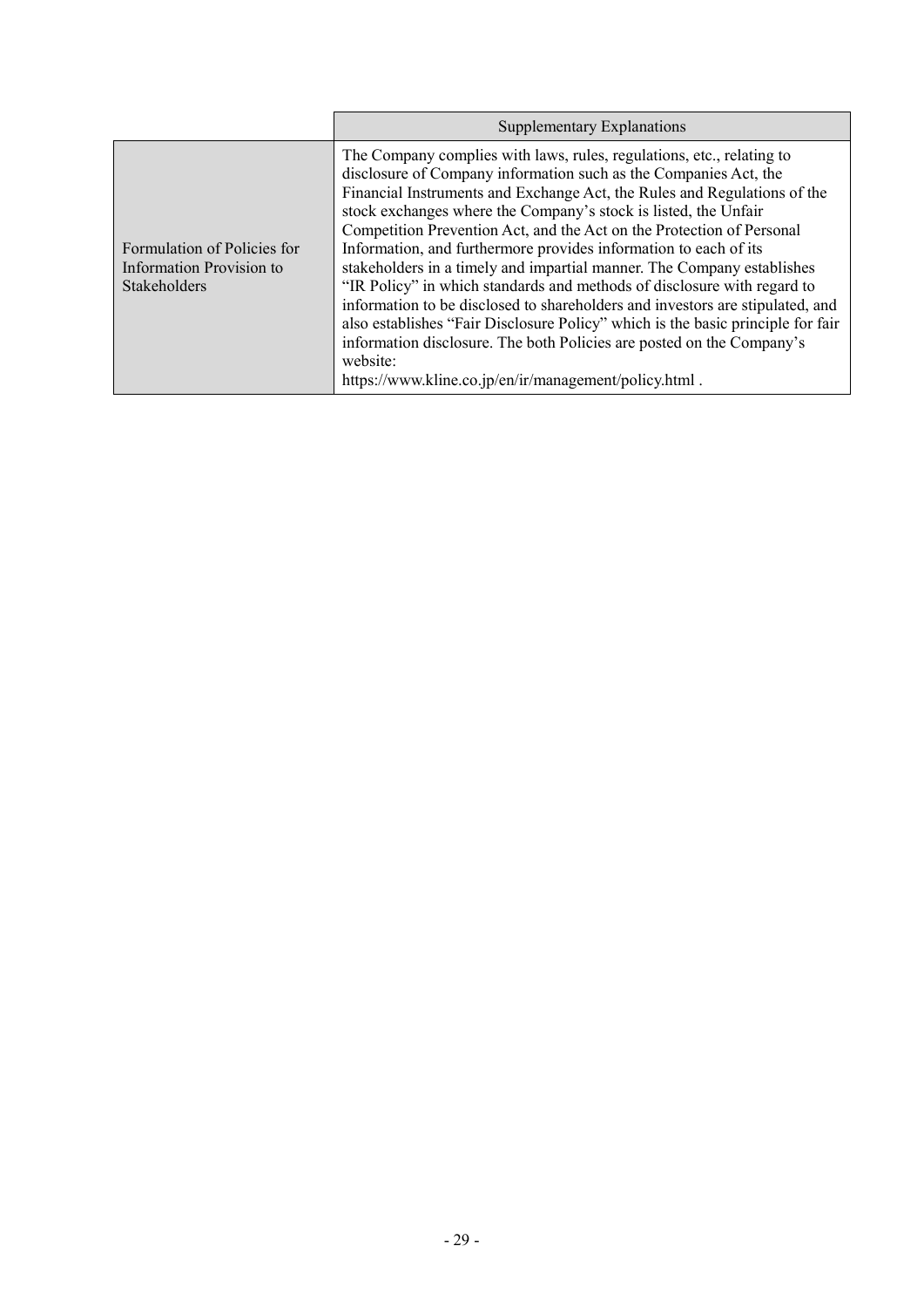| | Supplementary Explanations |
|---|---|
| Formulation of Policies for Information Provision to Stakeholders | The Company complies with laws, rules, regulations, etc., relating to disclosure of Company information such as the Companies Act, the Financial Instruments and Exchange Act, the Rules and Regulations of the stock exchanges where the Company's stock is listed, the Unfair Competition Prevention Act, and the Act on the Protection of Personal Information, and furthermore provides information to each of its stakeholders in a timely and impartial manner. The Company establishes "IR Policy" in which standards and methods of disclosure with regard to information to be disclosed to shareholders and investors are stipulated, and also establishes "Fair Disclosure Policy" which is the basic principle for fair information disclosure. The both Policies are posted on the Company's website: https://www.kline.co.jp/en/ir/management/policy.html . |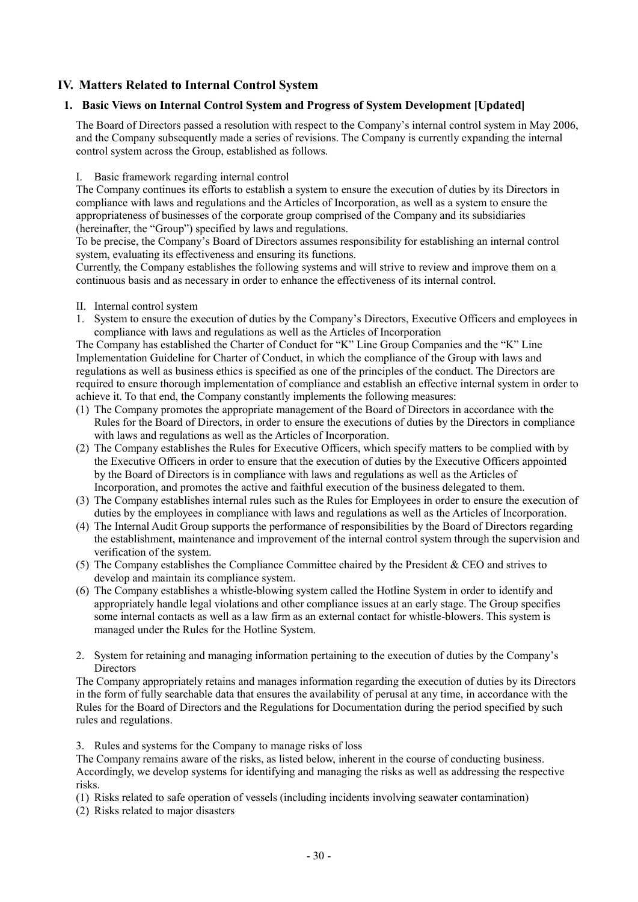## IV. Matters Related to Internal Control System

### 1. Basic Views on Internal Control System and Progress of System Development [Updated]

The Board of Directors passed a resolution with respect to the Company's internal control system in May 2006, and the Company subsequently made a series of revisions. The Company is currently expanding the internal control system across the Group, established as follows.

I. Basic framework regarding internal control

The Company continues its efforts to establish a system to ensure the execution of duties by its Directors in compliance with laws and regulations and the Articles of Incorporation, as well as a system to ensure the appropriateness of businesses of the corporate group comprised of the Company and its subsidiaries (hereinafter, the "Group") specified by laws and regulations.

To be precise, the Company's Board of Directors assumes responsibility for establishing an internal control system, evaluating its effectiveness and ensuring its functions.

Currently, the Company establishes the following systems and will strive to review and improve them on a continuous basis and as necessary in order to enhance the effectiveness of its internal control.

II. Internal control system

1. System to ensure the execution of duties by the Company's Directors, Executive Officers and employees in compliance with laws and regulations as well as the Articles of Incorporation

The Company has established the Charter of Conduct for "K" Line Group Companies and the "K" Line Implementation Guideline for Charter of Conduct, in which the compliance of the Group with laws and regulations as well as business ethics is specified as one of the principles of the conduct. The Directors are required to ensure thorough implementation of compliance and establish an effective internal system in order to achieve it. To that end, the Company constantly implements the following measures:

(1) The Company promotes the appropriate management of the Board of Directors in accordance with the Rules for the Board of Directors, in order to ensure the executions of duties by the Directors in compliance with laws and regulations as well as the Articles of Incorporation.
(2) The Company establishes the Rules for Executive Officers, which specify matters to be complied with by the Executive Officers in order to ensure that the execution of duties by the Executive Officers appointed by the Board of Directors is in compliance with laws and regulations as well as the Articles of Incorporation, and promotes the active and faithful execution of the business delegated to them.
(3) The Company establishes internal rules such as the Rules for Employees in order to ensure the execution of duties by the employees in compliance with laws and regulations as well as the Articles of Incorporation.
(4) The Internal Audit Group supports the performance of responsibilities by the Board of Directors regarding the establishment, maintenance and improvement of the internal control system through the supervision and verification of the system.
(5) The Company establishes the Compliance Committee chaired by the President & CEO and strives to develop and maintain its compliance system.
(6) The Company establishes a whistle-blowing system called the Hotline System in order to identify and appropriately handle legal violations and other compliance issues at an early stage. The Group specifies some internal contacts as well as a law firm as an external contact for whistle-blowers. This system is managed under the Rules for the Hotline System.

2. System for retaining and managing information pertaining to the execution of duties by the Company's Directors

The Company appropriately retains and manages information regarding the execution of duties by its Directors in the form of fully searchable data that ensures the availability of perusal at any time, in accordance with the Rules for the Board of Directors and the Regulations for Documentation during the period specified by such rules and regulations.

3. Rules and systems for the Company to manage risks of loss

The Company remains aware of the risks, as listed below, inherent in the course of conducting business. Accordingly, we develop systems for identifying and managing the risks as well as addressing the respective risks.

(1) Risks related to safe operation of vessels (including incidents involving seawater contamination)
(2) Risks related to major disasters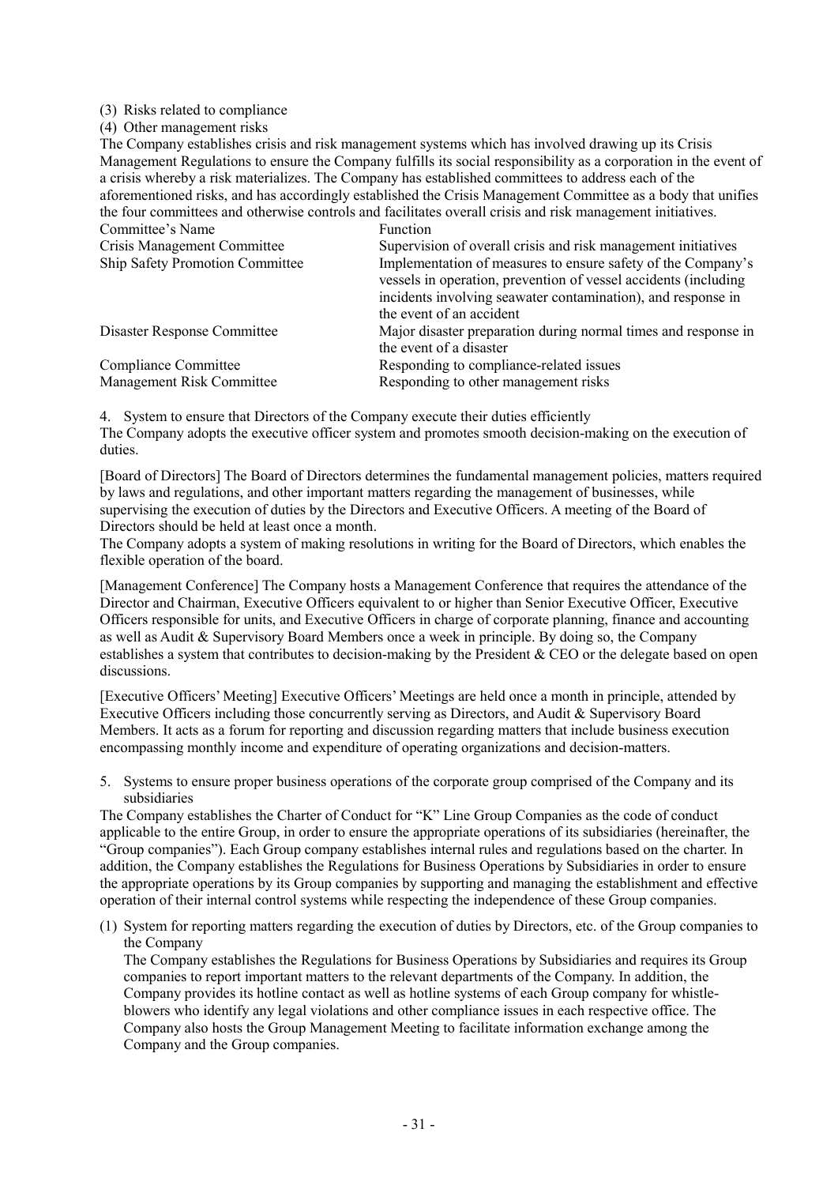(3) Risks related to compliance

(4) Other management risks

The Company establishes crisis and risk management systems which has involved drawing up its Crisis Management Regulations to ensure the Company fulfills its social responsibility as a corporation in the event of a crisis whereby a risk materializes. The Company has established committees to address each of the aforementioned risks, and has accordingly established the Crisis Management Committee as a body that unifies the four committees and otherwise controls and facilitates overall crisis and risk management initiatives.

| Committee's Name | Function |
|---|---|
| Crisis Management Committee | Supervision of overall crisis and risk management initiatives |
| Ship Safety Promotion Committee | Implementation of measures to ensure safety of the Company's vessels in operation, prevention of vessel accidents (including incidents involving seawater contamination), and response in the event of an accident |
| Disaster Response Committee | Major disaster preparation during normal times and response in the event of a disaster |
| Compliance Committee | Responding to compliance-related issues |
| Management Risk Committee | Responding to other management risks |

4. System to ensure that Directors of the Company execute their duties efficiently

The Company adopts the executive officer system and promotes smooth decision-making on the execution of duties.

[Board of Directors] The Board of Directors determines the fundamental management policies, matters required by laws and regulations, and other important matters regarding the management of businesses, while supervising the execution of duties by the Directors and Executive Officers. A meeting of the Board of Directors should be held at least once a month.

The Company adopts a system of making resolutions in writing for the Board of Directors, which enables the flexible operation of the board.

[Management Conference] The Company hosts a Management Conference that requires the attendance of the Director and Chairman, Executive Officers equivalent to or higher than Senior Executive Officer, Executive Officers responsible for units, and Executive Officers in charge of corporate planning, finance and accounting as well as Audit & Supervisory Board Members once a week in principle. By doing so, the Company establishes a system that contributes to decision-making by the President & CEO or the delegate based on open discussions.

[Executive Officers' Meeting] Executive Officers' Meetings are held once a month in principle, attended by Executive Officers including those concurrently serving as Directors, and Audit & Supervisory Board Members. It acts as a forum for reporting and discussion regarding matters that include business execution encompassing monthly income and expenditure of operating organizations and decision-matters.

5. Systems to ensure proper business operations of the corporate group comprised of the Company and its subsidiaries

The Company establishes the Charter of Conduct for "K" Line Group Companies as the code of conduct applicable to the entire Group, in order to ensure the appropriate operations of its subsidiaries (hereinafter, the "Group companies"). Each Group company establishes internal rules and regulations based on the charter. In addition, the Company establishes the Regulations for Business Operations by Subsidiaries in order to ensure the appropriate operations by its Group companies by supporting and managing the establishment and effective operation of their internal control systems while respecting the independence of these Group companies.

(1) System for reporting matters regarding the execution of duties by Directors, etc. of the Group companies to the Company

The Company establishes the Regulations for Business Operations by Subsidiaries and requires its Group companies to report important matters to the relevant departments of the Company. In addition, the Company provides its hotline contact as well as hotline systems of each Group company for whistle-blowers who identify any legal violations and other compliance issues in each respective office. The Company also hosts the Group Management Meeting to facilitate information exchange among the Company and the Group companies.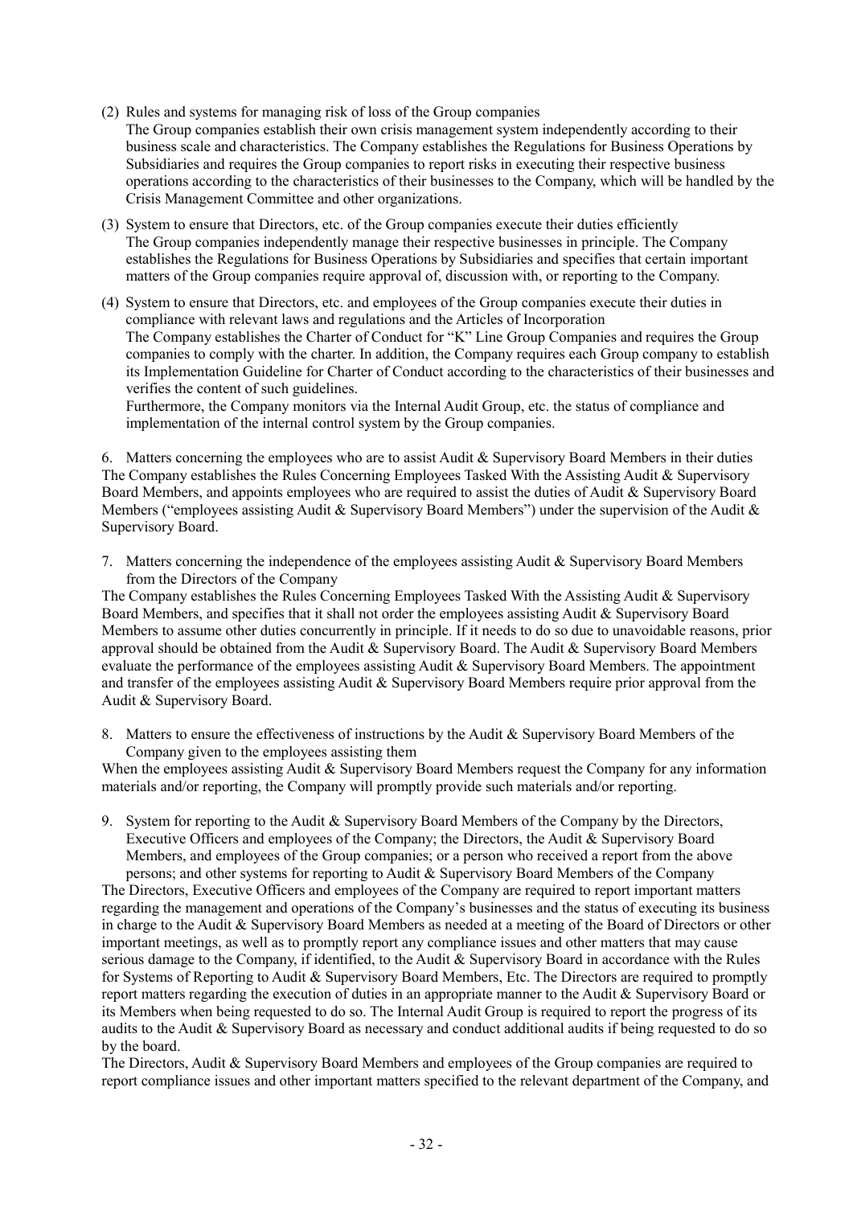(2) Rules and systems for managing risk of loss of the Group companies
The Group companies establish their own crisis management system independently according to their business scale and characteristics. The Company establishes the Regulations for Business Operations by Subsidiaries and requires the Group companies to report risks in executing their respective business operations according to the characteristics of their businesses to the Company, which will be handled by the Crisis Management Committee and other organizations.

(3) System to ensure that Directors, etc. of the Group companies execute their duties efficiently
The Group companies independently manage their respective businesses in principle. The Company establishes the Regulations for Business Operations by Subsidiaries and specifies that certain important matters of the Group companies require approval of, discussion with, or reporting to the Company.

(4) System to ensure that Directors, etc. and employees of the Group companies execute their duties in compliance with relevant laws and regulations and the Articles of Incorporation
The Company establishes the Charter of Conduct for "K" Line Group Companies and requires the Group companies to comply with the charter. In addition, the Company requires each Group company to establish its Implementation Guideline for Charter of Conduct according to the characteristics of their businesses and verifies the content of such guidelines.
Furthermore, the Company monitors via the Internal Audit Group, etc. the status of compliance and implementation of the internal control system by the Group companies.

6. Matters concerning the employees who are to assist Audit & Supervisory Board Members in their duties
The Company establishes the Rules Concerning Employees Tasked With the Assisting Audit & Supervisory Board Members, and appoints employees who are required to assist the duties of Audit & Supervisory Board Members ("employees assisting Audit & Supervisory Board Members") under the supervision of the Audit & Supervisory Board.

7. Matters concerning the independence of the employees assisting Audit & Supervisory Board Members from the Directors of the Company
The Company establishes the Rules Concerning Employees Tasked With the Assisting Audit & Supervisory Board Members, and specifies that it shall not order the employees assisting Audit & Supervisory Board Members to assume other duties concurrently in principle. If it needs to do so due to unavoidable reasons, prior approval should be obtained from the Audit & Supervisory Board. The Audit & Supervisory Board Members evaluate the performance of the employees assisting Audit & Supervisory Board Members. The appointment and transfer of the employees assisting Audit & Supervisory Board Members require prior approval from the Audit & Supervisory Board.

8. Matters to ensure the effectiveness of instructions by the Audit & Supervisory Board Members of the Company given to the employees assisting them
When the employees assisting Audit & Supervisory Board Members request the Company for any information materials and/or reporting, the Company will promptly provide such materials and/or reporting.

9. System for reporting to the Audit & Supervisory Board Members of the Company by the Directors, Executive Officers and employees of the Company; the Directors, the Audit & Supervisory Board Members, and employees of the Group companies; or a person who received a report from the above persons; and other systems for reporting to Audit & Supervisory Board Members of the Company
The Directors, Executive Officers and employees of the Company are required to report important matters regarding the management and operations of the Company's businesses and the status of executing its business in charge to the Audit & Supervisory Board Members as needed at a meeting of the Board of Directors or other important meetings, as well as to promptly report any compliance issues and other matters that may cause serious damage to the Company, if identified, to the Audit & Supervisory Board in accordance with the Rules for Systems of Reporting to Audit & Supervisory Board Members, Etc. The Directors are required to promptly report matters regarding the execution of duties in an appropriate manner to the Audit & Supervisory Board or its Members when being requested to do so. The Internal Audit Group is required to report the progress of its audits to the Audit & Supervisory Board as necessary and conduct additional audits if being requested to do so by the board.
The Directors, Audit & Supervisory Board Members and employees of the Group companies are required to report compliance issues and other important matters specified to the relevant department of the Company, and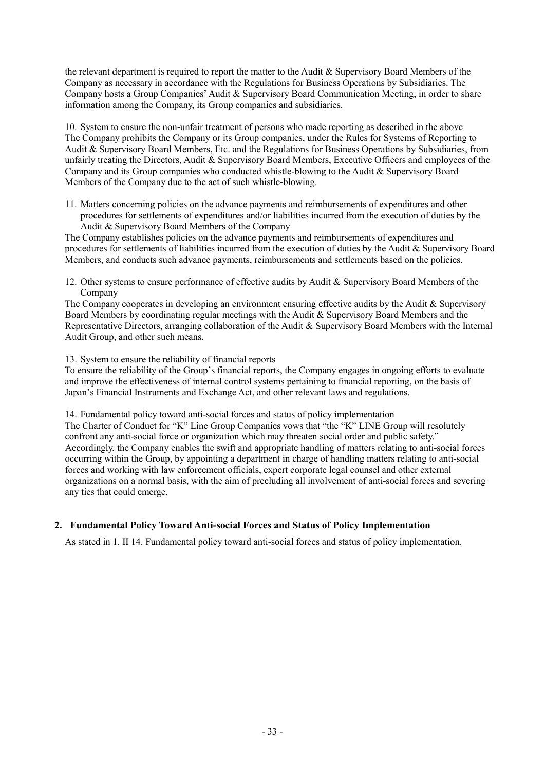the relevant department is required to report the matter to the Audit & Supervisory Board Members of the Company as necessary in accordance with the Regulations for Business Operations by Subsidiaries. The Company hosts a Group Companies' Audit & Supervisory Board Communication Meeting, in order to share information among the Company, its Group companies and subsidiaries.

10. System to ensure the non-unfair treatment of persons who made reporting as described in the above
The Company prohibits the Company or its Group companies, under the Rules for Systems of Reporting to Audit & Supervisory Board Members, Etc. and the Regulations for Business Operations by Subsidiaries, from unfairly treating the Directors, Audit & Supervisory Board Members, Executive Officers and employees of the Company and its Group companies who conducted whistle-blowing to the Audit & Supervisory Board Members of the Company due to the act of such whistle-blowing.

11. Matters concerning policies on the advance payments and reimbursements of expenditures and other procedures for settlements of expenditures and/or liabilities incurred from the execution of duties by the Audit & Supervisory Board Members of the Company

The Company establishes policies on the advance payments and reimbursements of expenditures and procedures for settlements of liabilities incurred from the execution of duties by the Audit & Supervisory Board Members, and conducts such advance payments, reimbursements and settlements based on the policies.

12. Other systems to ensure performance of effective audits by Audit & Supervisory Board Members of the Company

The Company cooperates in developing an environment ensuring effective audits by the Audit & Supervisory Board Members by coordinating regular meetings with the Audit & Supervisory Board Members and the Representative Directors, arranging collaboration of the Audit & Supervisory Board Members with the Internal Audit Group, and other such means.

13. System to ensure the reliability of financial reports
To ensure the reliability of the Group's financial reports, the Company engages in ongoing efforts to evaluate and improve the effectiveness of internal control systems pertaining to financial reporting, on the basis of Japan's Financial Instruments and Exchange Act, and other relevant laws and regulations.

14. Fundamental policy toward anti-social forces and status of policy implementation
The Charter of Conduct for "K" Line Group Companies vows that "the "K" LINE Group will resolutely confront any anti-social force or organization which may threaten social order and public safety." Accordingly, the Company enables the swift and appropriate handling of matters relating to anti-social forces occurring within the Group, by appointing a department in charge of handling matters relating to anti-social forces and working with law enforcement officials, expert corporate legal counsel and other external organizations on a normal basis, with the aim of precluding all involvement of anti-social forces and severing any ties that could emerge.

## 2. Fundamental Policy Toward Anti-social Forces and Status of Policy Implementation

As stated in 1. II 14. Fundamental policy toward anti-social forces and status of policy implementation.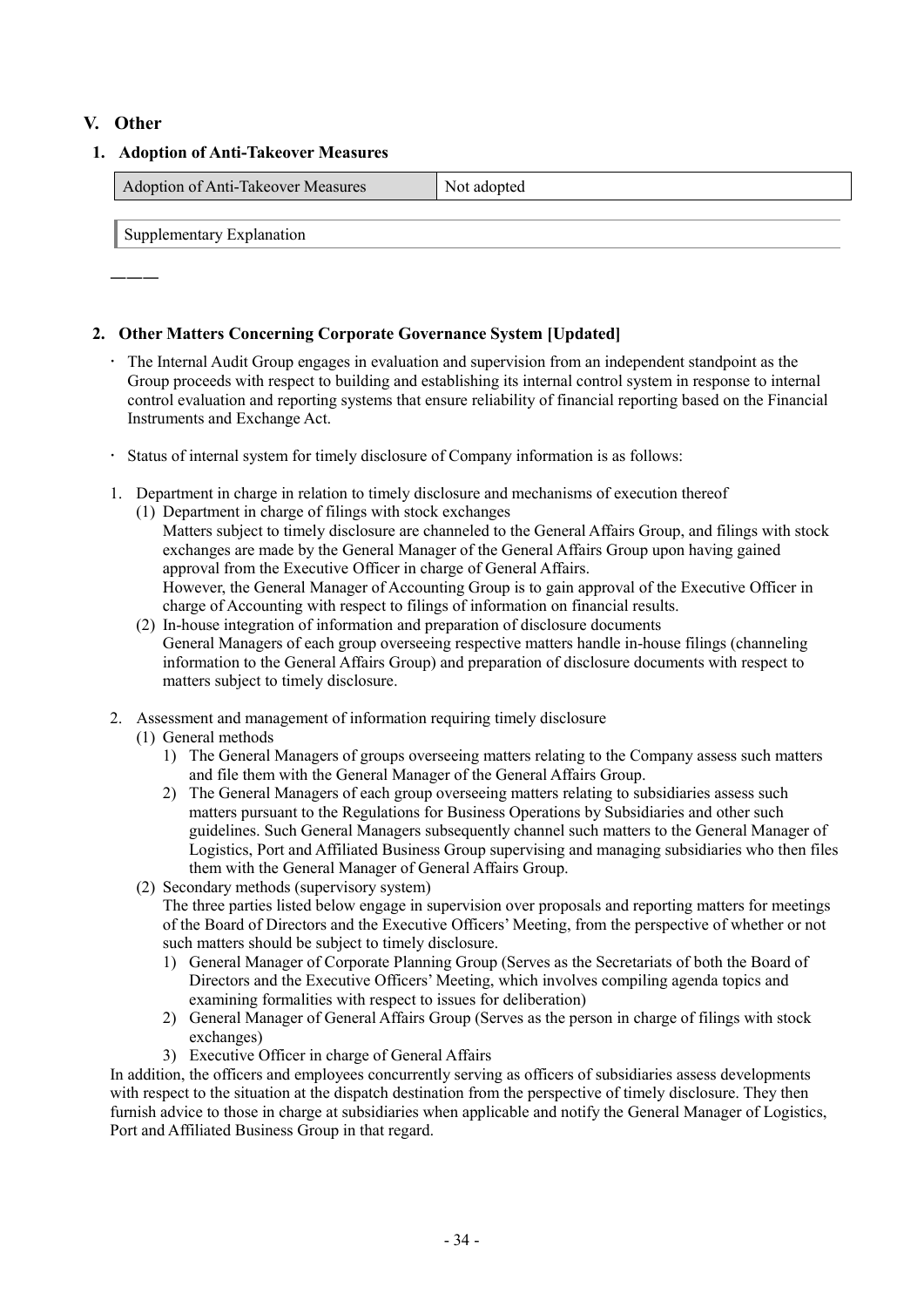## V. Other

### 1. Adoption of Anti-Takeover Measures

| Adoption of Anti-Takeover Measures | Not adopted |
| --- | --- |

Supplementary Explanation

———

### 2. Other Matters Concerning Corporate Governance System [Updated]

・ The Internal Audit Group engages in evaluation and supervision from an independent standpoint as the Group proceeds with respect to building and establishing its internal control system in response to internal control evaluation and reporting systems that ensure reliability of financial reporting based on the Financial Instruments and Exchange Act.

・ Status of internal system for timely disclosure of Company information is as follows:

1. Department in charge in relation to timely disclosure and mechanisms of execution thereof
   (1) Department in charge of filings with stock exchanges
   Matters subject to timely disclosure are channeled to the General Affairs Group, and filings with stock exchanges are made by the General Manager of the General Affairs Group upon having gained approval from the Executive Officer in charge of General Affairs.
   However, the General Manager of Accounting Group is to gain approval of the Executive Officer in charge of Accounting with respect to filings of information on financial results.
   (2) In-house integration of information and preparation of disclosure documents
   General Managers of each group overseeing respective matters handle in-house filings (channeling information to the General Affairs Group) and preparation of disclosure documents with respect to matters subject to timely disclosure.

2. Assessment and management of information requiring timely disclosure
   (1) General methods
   1) The General Managers of groups overseeing matters relating to the Company assess such matters and file them with the General Manager of the General Affairs Group.
   2) The General Managers of each group overseeing matters relating to subsidiaries assess such matters pursuant to the Regulations for Business Operations by Subsidiaries and other such guidelines. Such General Managers subsequently channel such matters to the General Manager of Logistics, Port and Affiliated Business Group supervising and managing subsidiaries who then files them with the General Manager of General Affairs Group.
   (2) Secondary methods (supervisory system)
   The three parties listed below engage in supervision over proposals and reporting matters for meetings of the Board of Directors and the Executive Officers' Meeting, from the perspective of whether or not such matters should be subject to timely disclosure.
   1) General Manager of Corporate Planning Group (Serves as the Secretariats of both the Board of Directors and the Executive Officers' Meeting, which involves compiling agenda topics and examining formalities with respect to issues for deliberation)
   2) General Manager of General Affairs Group (Serves as the person in charge of filings with stock exchanges)
   3) Executive Officer in charge of General Affairs

In addition, the officers and employees concurrently serving as officers of subsidiaries assess developments with respect to the situation at the dispatch destination from the perspective of timely disclosure. They then furnish advice to those in charge at subsidiaries when applicable and notify the General Manager of Logistics, Port and Affiliated Business Group in that regard.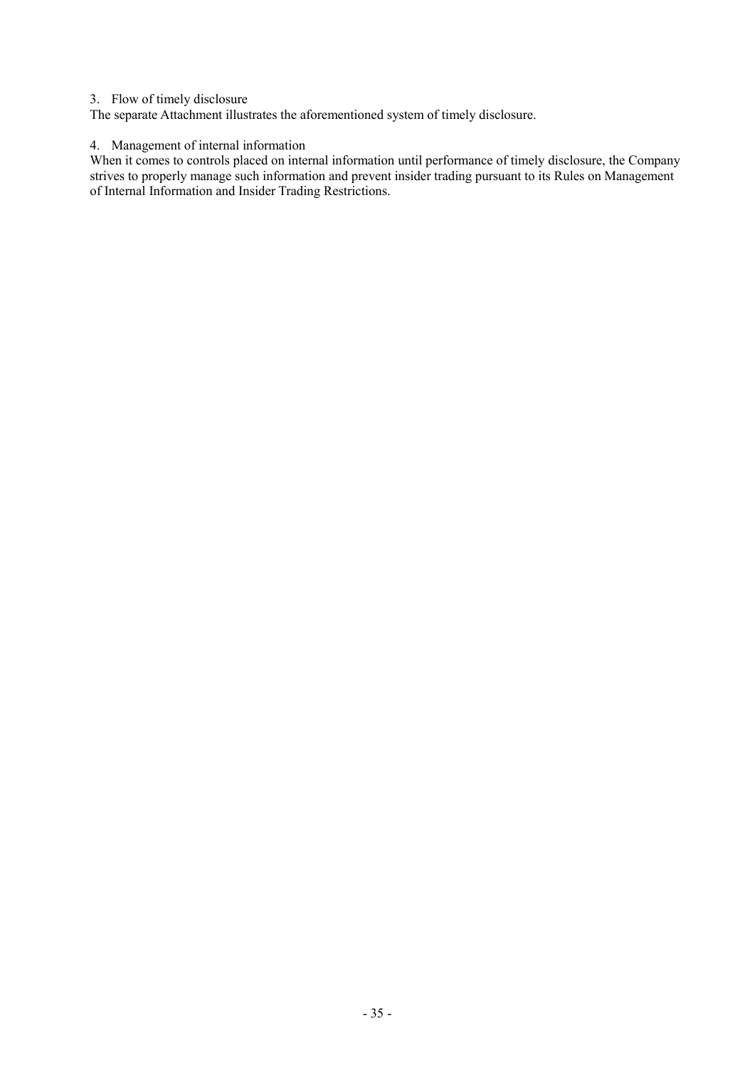3. Flow of timely disclosure

The separate Attachment illustrates the aforementioned system of timely disclosure.

4. Management of internal information

When it comes to controls placed on internal information until performance of timely disclosure, the Company strives to properly manage such information and prevent insider trading pursuant to its Rules on Management of Internal Information and Insider Trading Restrictions.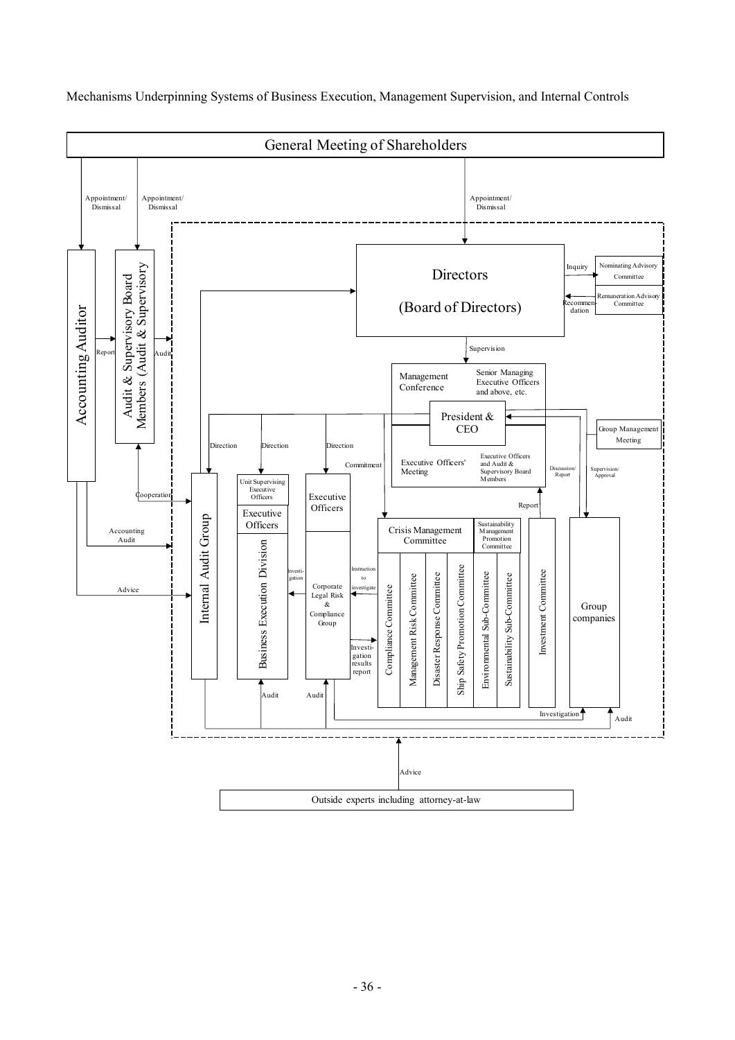Mechanisms Underpinning Systems of Business Execution, Management Supervision, and Internal Controls

General Meeting of Shareholders

Appointment/ Dismissal

Appointment/ Dismissal

Appointment/ Dismissal

Accounting Auditor

Audit & Supervisory Board Members (Audit & Supervisory

Report

Audit

Directors

(Board of Directors)

Inquiry

Nominating Advisory Committee

Remuneration Advisory Committee

Recommendation

Supervision

Management Conference

Senior Managing Executive Officers and above, etc.

President & CEO

Group Management Meeting

Executive Officers' Meeting

Executive Officers and Audit & Supervisory Board Members

Discussion/ Report

Supervision/ Approval

Direction

Direction

Direction

Commitment

Cooperation

Internal Audit Group

Unit Supervising Executive Officers

Executive Officers

Business Execution Division

Executive Officers

Corporate Legal Risk & Compliance Group

Investigation

Instruction to investigate

Investigation results report

Accounting Audit

Advice

Crisis Management Committee

Sustainability Management Promotion Committee

Compliance Committee

Management Risk Committee

Disaster Response Committee

Ship Safety Promotion Committee

Environmental Sub-Committee

Sustainability Sub-Committee

Investment Committee

Report

Group companies

Audit

Audit

Investigation

Audit

Advice

Outside experts including attorney-at-law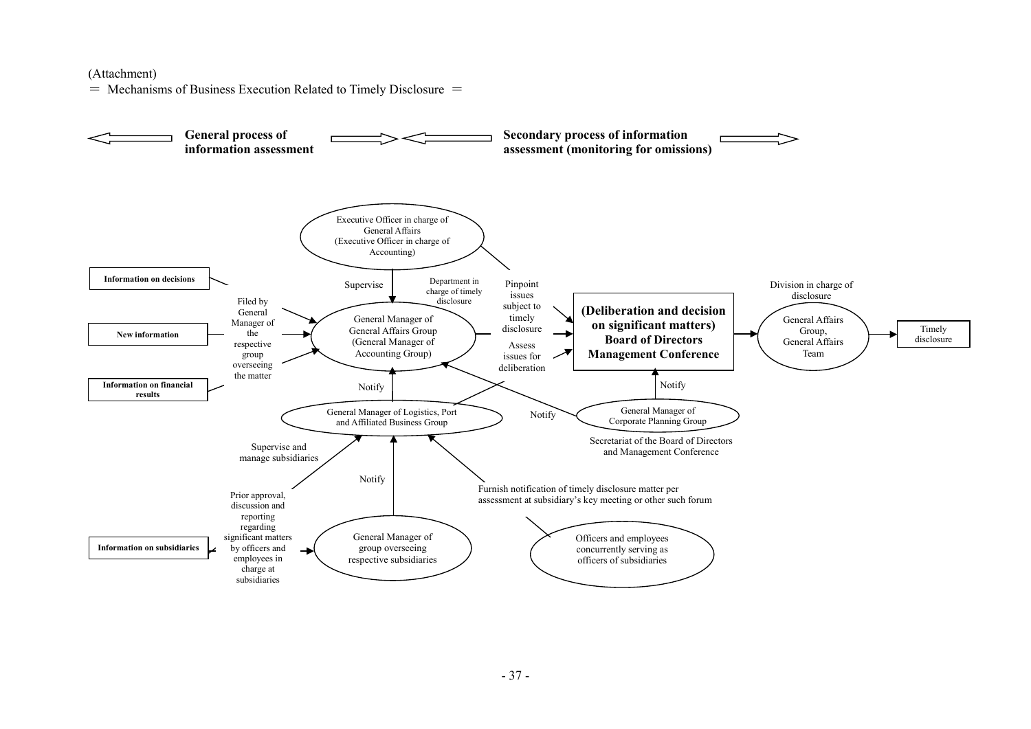(Attachment)

＝ Mechanisms of Business Execution Related to Timely Disclosure ＝

**General process of information assessment**

**Secondary process of information assessment (monitoring for omissions)**

Executive Officer in charge of General Affairs (Executive Officer in charge of Accounting)

Supervise

Department in charge of timely disclosure

**Information on decisions**

**New information**

**Information on financial results**

Filed by General Manager of the respective group overseeing the matter

General Manager of General Affairs Group (General Manager of Accounting Group)

Pinpoint issues subject to timely disclosure

Assess issues for deliberation

**(Deliberation and decision on significant matters)**
**Board of Directors**
**Management Conference**

Division in charge of disclosure

General Affairs Group, General Affairs Team

Timely disclosure

Notify

General Manager of Logistics, Port and Affiliated Business Group

Notify

General Manager of Corporate Planning Group

Notify

Secretariat of the Board of Directors and Management Conference

Supervise and manage subsidiaries

Notify

Furnish notification of timely disclosure matter per assessment at subsidiary's key meeting or other such forum

**Information on subsidiaries**

Prior approval, discussion and reporting regarding significant matters by officers and employees in charge at subsidiaries

General Manager of group overseeing respective subsidiaries

Officers and employees concurrently serving as officers of subsidiaries